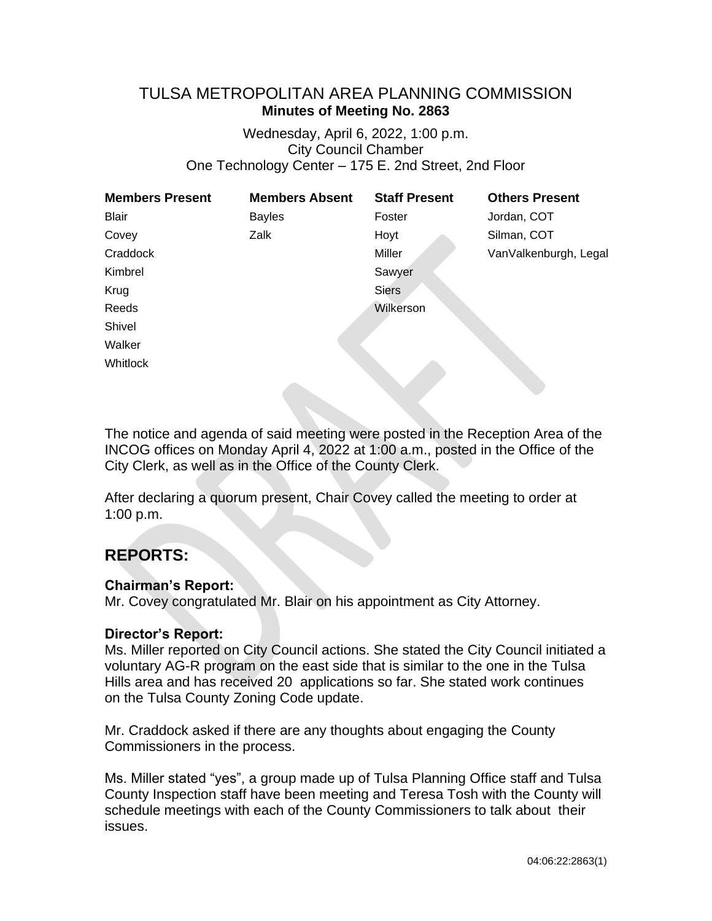# TULSA METROPOLITAN AREA PLANNING COMMISSION
## Minutes of Meeting No. 2863

Wednesday, April 6, 2022, 1:00 p.m.
City Council Chamber
One Technology Center – 175 E. 2nd Street, 2nd Floor

| Members Present | Members Absent | Staff Present | Others Present |
|---|---|---|---|
| Blair | Bayles | Foster | Jordan, COT |
| Covey | Zalk | Hoyt | Silman, COT |
| Craddock | | Miller | VanValkenburgh, Legal |
| Kimbrel | | Sawyer | |
| Krug | | Siers | |
| Reeds | | Wilkerson | |
| Shivel | | | |
| Walker | | | |
| Whitlock | | | |

The notice and agenda of said meeting were posted in the Reception Area of the INCOG offices on Monday April 4, 2022 at 1:00 a.m., posted in the Office of the City Clerk, as well as in the Office of the County Clerk.

After declaring a quorum present, Chair Covey called the meeting to order at 1:00 p.m.

## REPORTS:

**Chairman's Report:**
Mr. Covey congratulated Mr. Blair on his appointment as City Attorney.

**Director's Report:**
Ms. Miller reported on City Council actions. She stated the City Council initiated a voluntary AG-R program on the east side that is similar to the one in the Tulsa Hills area and has received 20 applications so far. She stated work continues on the Tulsa County Zoning Code update.

Mr. Craddock asked if there are any thoughts about engaging the County Commissioners in the process.

Ms. Miller stated "yes", a group made up of Tulsa Planning Office staff and Tulsa County Inspection staff have been meeting and Teresa Tosh with the County will schedule meetings with each of the County Commissioners to talk about their issues.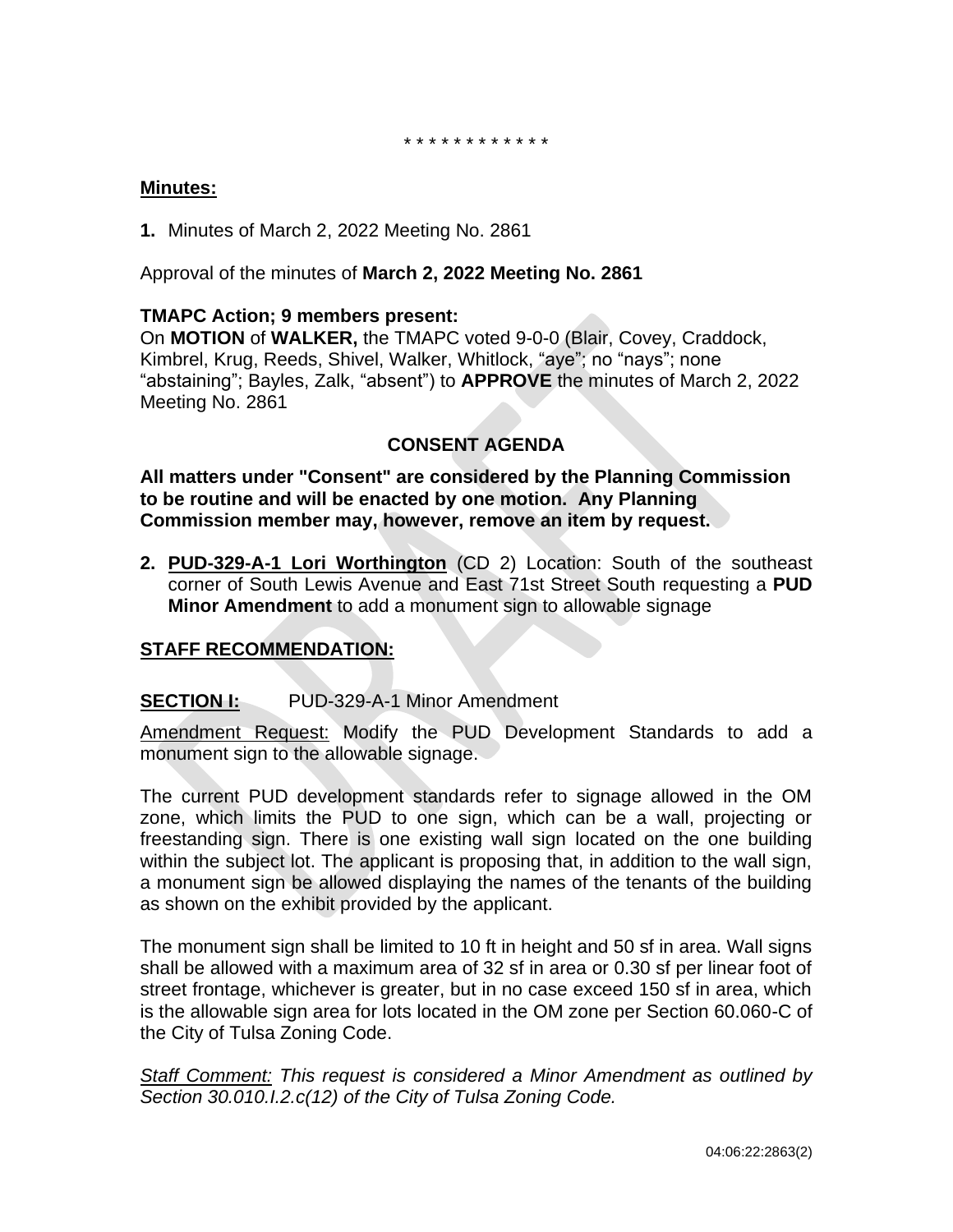\* \* \* \* \* \* \* \* \* \* \* \*

**Minutes:**

**1.** Minutes of March 2, 2022 Meeting No. 2861

Approval of the minutes of **March 2, 2022 Meeting No. 2861**

**TMAPC Action; 9 members present:**
On **MOTION** of **WALKER,** the TMAPC voted 9-0-0 (Blair, Covey, Craddock, Kimbrel, Krug, Reeds, Shivel, Walker, Whitlock, "aye"; no "nays"; none "abstaining"; Bayles, Zalk, "absent") to **APPROVE** the minutes of March 2, 2022 Meeting No. 2861

## CONSENT AGENDA

**All matters under "Consent" are considered by the Planning Commission to be routine and will be enacted by one motion. Any Planning Commission member may, however, remove an item by request.**

**2. PUD-329-A-1 Lori Worthington** (CD 2) Location: South of the southeast corner of South Lewis Avenue and East 71st Street South requesting a **PUD Minor Amendment** to add a monument sign to allowable signage

**STAFF RECOMMENDATION:**

**SECTION I:** PUD-329-A-1 Minor Amendment

Amendment Request: Modify the PUD Development Standards to add a monument sign to the allowable signage.

The current PUD development standards refer to signage allowed in the OM zone, which limits the PUD to one sign, which can be a wall, projecting or freestanding sign. There is one existing wall sign located on the one building within the subject lot. The applicant is proposing that, in addition to the wall sign, a monument sign be allowed displaying the names of the tenants of the building as shown on the exhibit provided by the applicant.

The monument sign shall be limited to 10 ft in height and 50 sf in area. Wall signs shall be allowed with a maximum area of 32 sf in area or 0.30 sf per linear foot of street frontage, whichever is greater, but in no case exceed 150 sf in area, which is the allowable sign area for lots located in the OM zone per Section 60.060-C of the City of Tulsa Zoning Code.

*Staff Comment: This request is considered a Minor Amendment as outlined by Section 30.010.I.2.c(12) of the City of Tulsa Zoning Code.*

04:06:22:2863(2)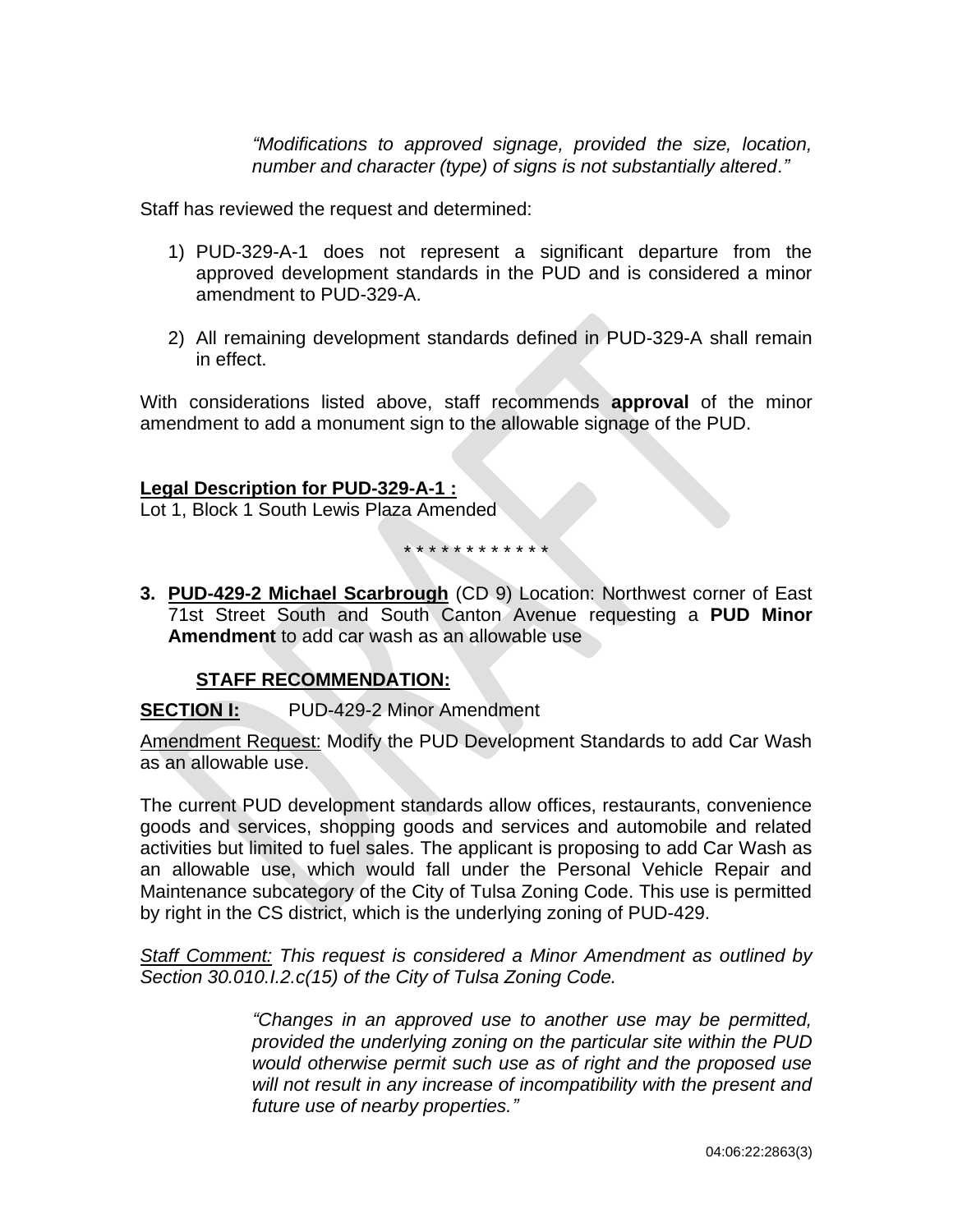> *“Modifications to approved signage, provided the size, location, number and character (type) of signs is not substantially altered.”*

Staff has reviewed the request and determined:

1) PUD-329-A-1 does not represent a significant departure from the approved development standards in the PUD and is considered a minor amendment to PUD-329-A.

2) All remaining development standards defined in PUD-329-A shall remain in effect.

With considerations listed above, staff recommends **approval** of the minor amendment to add a monument sign to the allowable signage of the PUD.

**Legal Description for PUD-329-A-1 :**
Lot 1, Block 1 South Lewis Plaza Amended

\* \* \* \* \* \* \* \* \* \* \* \* \*

**3. PUD-429-2 Michael Scarbrough** (CD 9) Location: Northwest corner of East 71st Street South and South Canton Avenue requesting a **PUD Minor Amendment** to add car wash as an allowable use

**STAFF RECOMMENDATION:**

**SECTION I:** PUD-429-2 Minor Amendment

Amendment Request: Modify the PUD Development Standards to add Car Wash as an allowable use.

The current PUD development standards allow offices, restaurants, convenience goods and services, shopping goods and services and automobile and related activities but limited to fuel sales. The applicant is proposing to add Car Wash as an allowable use, which would fall under the Personal Vehicle Repair and Maintenance subcategory of the City of Tulsa Zoning Code. This use is permitted by right in the CS district, which is the underlying zoning of PUD-429.

*Staff Comment: This request is considered a Minor Amendment as outlined by Section 30.010.I.2.c(15) of the City of Tulsa Zoning Code.*

> *“Changes in an approved use to another use may be permitted, provided the underlying zoning on the particular site within the PUD would otherwise permit such use as of right and the proposed use will not result in any increase of incompatibility with the present and future use of nearby properties.”*

04:06:22:2863(3)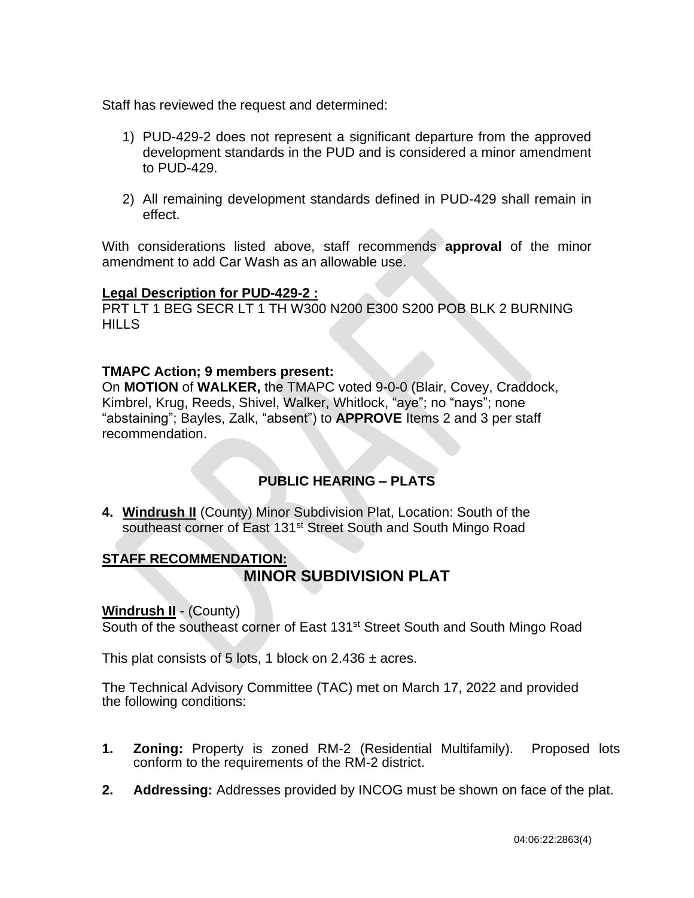Staff has reviewed the request and determined:

1) PUD-429-2 does not represent a significant departure from the approved development standards in the PUD and is considered a minor amendment to PUD-429.

2) All remaining development standards defined in PUD-429 shall remain in effect.

With considerations listed above, staff recommends **approval** of the minor amendment to add Car Wash as an allowable use.

**Legal Description for PUD-429-2 :**
PRT LT 1 BEG SECR LT 1 TH W300 N200 E300 S200 POB BLK 2 BURNING HILLS

**TMAPC Action; 9 members present:**
On **MOTION** of **WALKER,** the TMAPC voted 9-0-0 (Blair, Covey, Craddock, Kimbrel, Krug, Reeds, Shivel, Walker, Whitlock, "aye"; no "nays"; none "abstaining"; Bayles, Zalk, "absent") to **APPROVE** Items 2 and 3 per staff recommendation.

## PUBLIC HEARING – PLATS

**4. Windrush II** (County) Minor Subdivision Plat, Location: South of the southeast corner of East 131st Street South and South Mingo Road

**STAFF RECOMMENDATION:**

## MINOR SUBDIVISION PLAT

**Windrush II** - (County)
South of the southeast corner of East 131st Street South and South Mingo Road

This plat consists of 5 lots, 1 block on 2.436 ± acres.

The Technical Advisory Committee (TAC) met on March 17, 2022 and provided the following conditions:

1. **Zoning:** Property is zoned RM-2 (Residential Multifamily). Proposed lots conform to the requirements of the RM-2 district.

2. **Addressing:** Addresses provided by INCOG must be shown on face of the plat.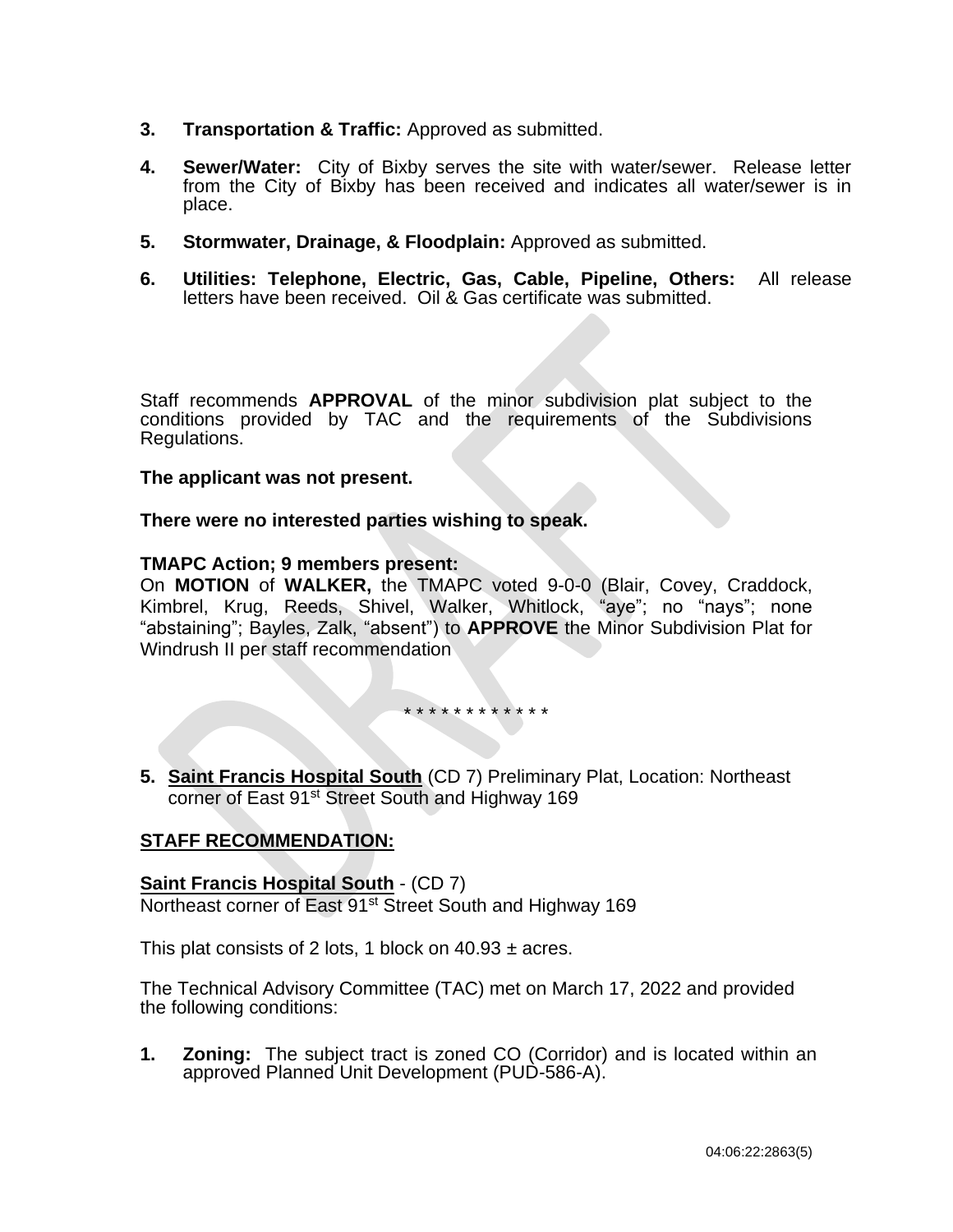3. **Transportation & Traffic:** Approved as submitted.

4. **Sewer/Water:** City of Bixby serves the site with water/sewer. Release letter from the City of Bixby has been received and indicates all water/sewer is in place.

5. **Stormwater, Drainage, & Floodplain:** Approved as submitted.

6. **Utilities: Telephone, Electric, Gas, Cable, Pipeline, Others:** All release letters have been received. Oil & Gas certificate was submitted.

Staff recommends **APPROVAL** of the minor subdivision plat subject to the conditions provided by TAC and the requirements of the Subdivisions Regulations.

**The applicant was not present.**

**There were no interested parties wishing to speak.**

**TMAPC Action; 9 members present:**

On **MOTION** of **WALKER,** the TMAPC voted 9-0-0 (Blair, Covey, Craddock, Kimbrel, Krug, Reeds, Shivel, Walker, Whitlock, "aye"; no "nays"; none "abstaining"; Bayles, Zalk, "absent") to **APPROVE** the Minor Subdivision Plat for Windrush II per staff recommendation

* * * * * * * * * * * *

5. **Saint Francis Hospital South** (CD 7) Preliminary Plat, Location: Northeast corner of East 91st Street South and Highway 169

**STAFF RECOMMENDATION:**

**Saint Francis Hospital South** - (CD 7)
Northeast corner of East 91st Street South and Highway 169

This plat consists of 2 lots, 1 block on 40.93 ± acres.

The Technical Advisory Committee (TAC) met on March 17, 2022 and provided the following conditions:

1. **Zoning:** The subject tract is zoned CO (Corridor) and is located within an approved Planned Unit Development (PUD-586-A).

04:06:22:2863(5)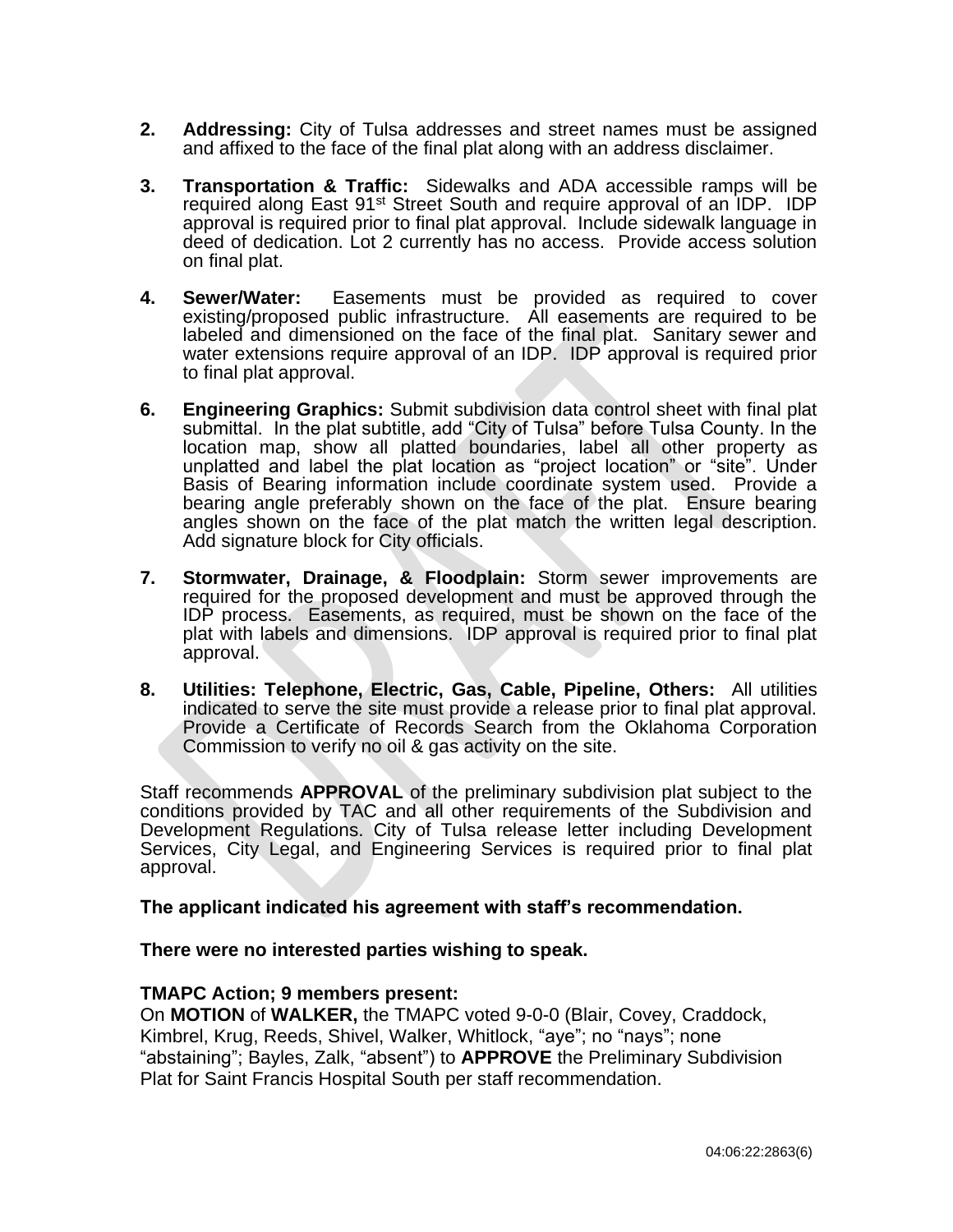2. **Addressing:** City of Tulsa addresses and street names must be assigned and affixed to the face of the final plat along with an address disclaimer.

3. **Transportation & Traffic:** Sidewalks and ADA accessible ramps will be required along East 91st Street South and require approval of an IDP. IDP approval is required prior to final plat approval. Include sidewalk language in deed of dedication. Lot 2 currently has no access. Provide access solution on final plat.

4. **Sewer/Water:** Easements must be provided as required to cover existing/proposed public infrastructure. All easements are required to be labeled and dimensioned on the face of the final plat. Sanitary sewer and water extensions require approval of an IDP. IDP approval is required prior to final plat approval.

6. **Engineering Graphics:** Submit subdivision data control sheet with final plat submittal. In the plat subtitle, add "City of Tulsa" before Tulsa County. In the location map, show all platted boundaries, label all other property as unplatted and label the plat location as "project location" or "site". Under Basis of Bearing information include coordinate system used. Provide a bearing angle preferably shown on the face of the plat. Ensure bearing angles shown on the face of the plat match the written legal description. Add signature block for City officials.

7. **Stormwater, Drainage, & Floodplain:** Storm sewer improvements are required for the proposed development and must be approved through the IDP process. Easements, as required, must be shown on the face of the plat with labels and dimensions. IDP approval is required prior to final plat approval.

8. **Utilities: Telephone, Electric, Gas, Cable, Pipeline, Others:** All utilities indicated to serve the site must provide a release prior to final plat approval. Provide a Certificate of Records Search from the Oklahoma Corporation Commission to verify no oil & gas activity on the site.

Staff recommends **APPROVAL** of the preliminary subdivision plat subject to the conditions provided by TAC and all other requirements of the Subdivision and Development Regulations. City of Tulsa release letter including Development Services, City Legal, and Engineering Services is required prior to final plat approval.

**The applicant indicated his agreement with staff's recommendation.**

**There were no interested parties wishing to speak.**

**TMAPC Action; 9 members present:**
On **MOTION** of **WALKER,** the TMAPC voted 9-0-0 (Blair, Covey, Craddock, Kimbrel, Krug, Reeds, Shivel, Walker, Whitlock, "aye"; no "nays"; none "abstaining"; Bayles, Zalk, "absent") to **APPROVE** the Preliminary Subdivision Plat for Saint Francis Hospital South per staff recommendation.

04:06:22:2863(6)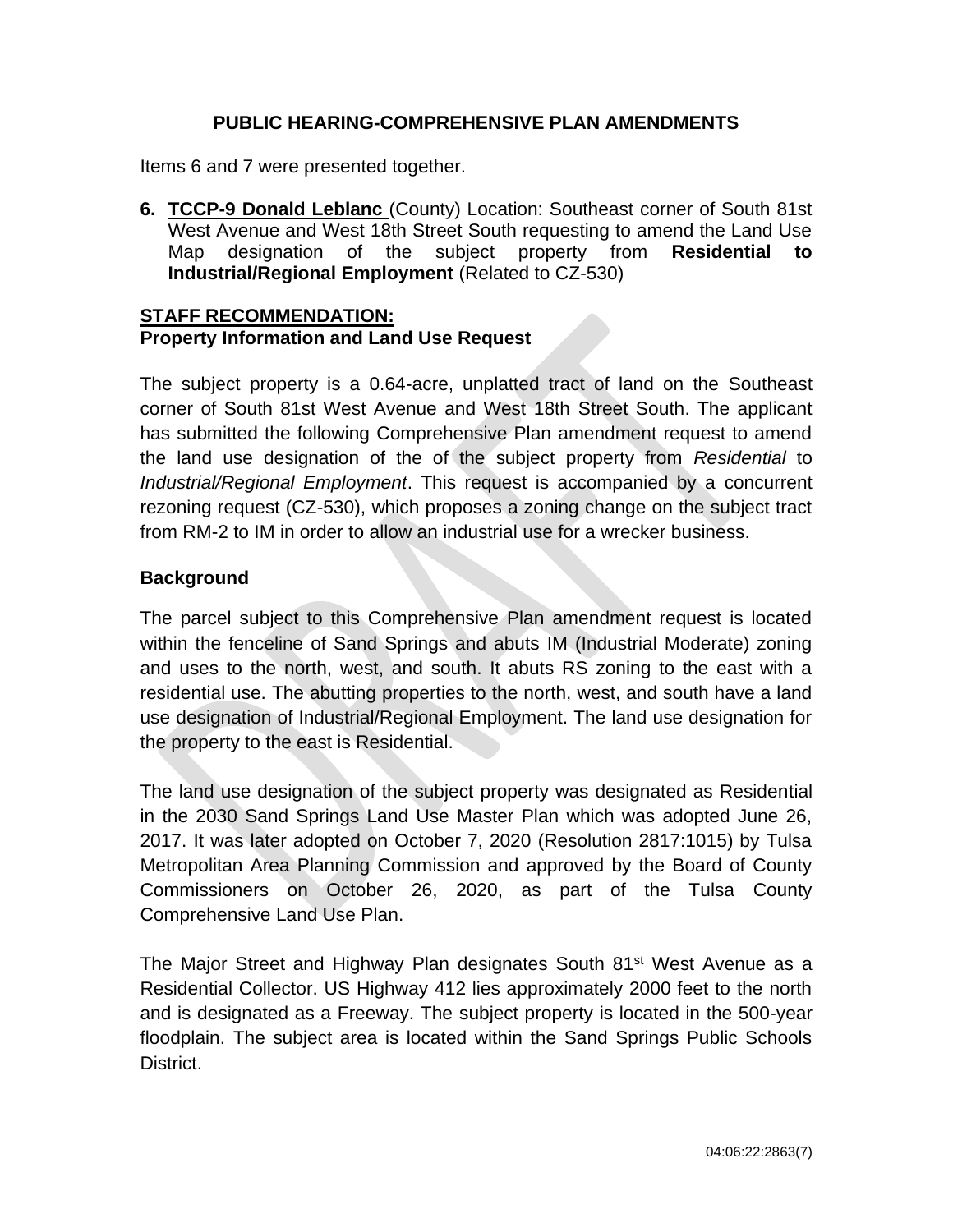## PUBLIC HEARING-COMPREHENSIVE PLAN AMENDMENTS

Items 6 and 7 were presented together.

**6. TCCP-9 Donald Leblanc** (County) Location: Southeast corner of South 81st West Avenue and West 18th Street South requesting to amend the Land Use Map designation of the subject property from **Residential to Industrial/Regional Employment** (Related to CZ-530)

**STAFF RECOMMENDATION:**

**Property Information and Land Use Request**

The subject property is a 0.64-acre, unplatted tract of land on the Southeast corner of South 81st West Avenue and West 18th Street South. The applicant has submitted the following Comprehensive Plan amendment request to amend the land use designation of the of the subject property from *Residential* to *Industrial/Regional Employment*. This request is accompanied by a concurrent rezoning request (CZ-530), which proposes a zoning change on the subject tract from RM-2 to IM in order to allow an industrial use for a wrecker business.

**Background**

The parcel subject to this Comprehensive Plan amendment request is located within the fenceline of Sand Springs and abuts IM (Industrial Moderate) zoning and uses to the north, west, and south. It abuts RS zoning to the east with a residential use. The abutting properties to the north, west, and south have a land use designation of Industrial/Regional Employment. The land use designation for the property to the east is Residential.

The land use designation of the subject property was designated as Residential in the 2030 Sand Springs Land Use Master Plan which was adopted June 26, 2017. It was later adopted on October 7, 2020 (Resolution 2817:1015) by Tulsa Metropolitan Area Planning Commission and approved by the Board of County Commissioners on October 26, 2020, as part of the Tulsa County Comprehensive Land Use Plan.

The Major Street and Highway Plan designates South 81st West Avenue as a Residential Collector. US Highway 412 lies approximately 2000 feet to the north and is designated as a Freeway. The subject property is located in the 500-year floodplain. The subject area is located within the Sand Springs Public Schools District.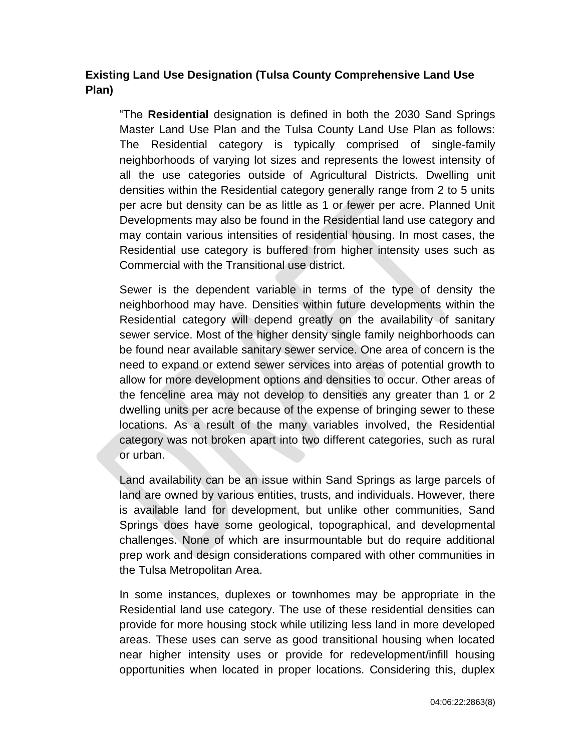**Existing Land Use Designation (Tulsa County Comprehensive Land Use Plan)**

> “The **Residential** designation is defined in both the 2030 Sand Springs Master Land Use Plan and the Tulsa County Land Use Plan as follows: The Residential category is typically comprised of single-family neighborhoods of varying lot sizes and represents the lowest intensity of all the use categories outside of Agricultural Districts. Dwelling unit densities within the Residential category generally range from 2 to 5 units per acre but density can be as little as 1 or fewer per acre. Planned Unit Developments may also be found in the Residential land use category and may contain various intensities of residential housing. In most cases, the Residential use category is buffered from higher intensity uses such as Commercial with the Transitional use district.
>
> Sewer is the dependent variable in terms of the type of density the neighborhood may have. Densities within future developments within the Residential category will depend greatly on the availability of sanitary sewer service. Most of the higher density single family neighborhoods can be found near available sanitary sewer service. One area of concern is the need to expand or extend sewer services into areas of potential growth to allow for more development options and densities to occur. Other areas of the fenceline area may not develop to densities any greater than 1 or 2 dwelling units per acre because of the expense of bringing sewer to these locations. As a result of the many variables involved, the Residential category was not broken apart into two different categories, such as rural or urban.
>
> Land availability can be an issue within Sand Springs as large parcels of land are owned by various entities, trusts, and individuals. However, there is available land for development, but unlike other communities, Sand Springs does have some geological, topographical, and developmental challenges. None of which are insurmountable but do require additional prep work and design considerations compared with other communities in the Tulsa Metropolitan Area.
>
> In some instances, duplexes or townhomes may be appropriate in the Residential land use category. The use of these residential densities can provide for more housing stock while utilizing less land in more developed areas. These uses can serve as good transitional housing when located near higher intensity uses or provide for redevelopment/infill housing opportunities when located in proper locations. Considering this, duplex

04:06:22:2863(8)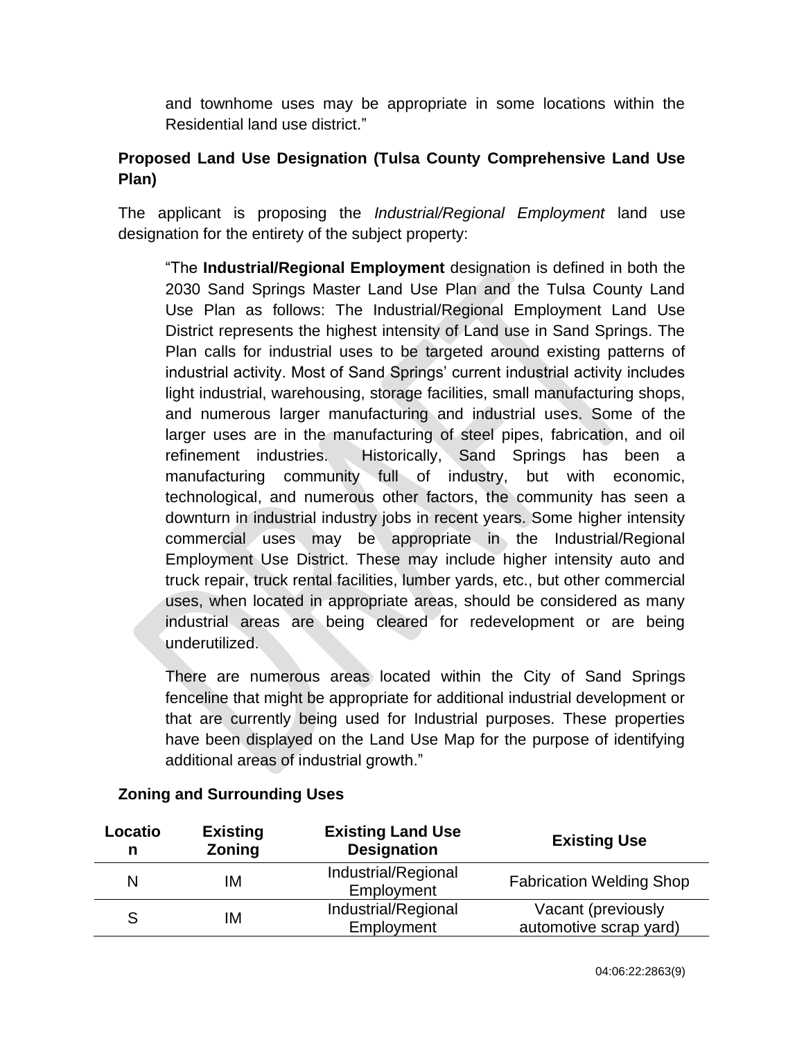and townhome uses may be appropriate in some locations within the Residential land use district."

**Proposed Land Use Designation (Tulsa County Comprehensive Land Use Plan)**

The applicant is proposing the *Industrial/Regional Employment* land use designation for the entirety of the subject property:

"The **Industrial/Regional Employment** designation is defined in both the 2030 Sand Springs Master Land Use Plan and the Tulsa County Land Use Plan as follows: The Industrial/Regional Employment Land Use District represents the highest intensity of Land use in Sand Springs. The Plan calls for industrial uses to be targeted around existing patterns of industrial activity. Most of Sand Springs' current industrial activity includes light industrial, warehousing, storage facilities, small manufacturing shops, and numerous larger manufacturing and industrial uses. Some of the larger uses are in the manufacturing of steel pipes, fabrication, and oil refinement industries. Historically, Sand Springs has been a manufacturing community full of industry, but with economic, technological, and numerous other factors, the community has seen a downturn in industrial industry jobs in recent years. Some higher intensity commercial uses may be appropriate in the Industrial/Regional Employment Use District. These may include higher intensity auto and truck repair, truck rental facilities, lumber yards, etc., but other commercial uses, when located in appropriate areas, should be considered as many industrial areas are being cleared for redevelopment or are being underutilized.

There are numerous areas located within the City of Sand Springs fenceline that might be appropriate for additional industrial development or that are currently being used for Industrial purposes. These properties have been displayed on the Land Use Map for the purpose of identifying additional areas of industrial growth."

**Zoning and Surrounding Uses**

| Location | Existing Zoning | Existing Land Use Designation | Existing Use |
|---|---|---|---|
| N | IM | Industrial/Regional Employment | Fabrication Welding Shop |
| S | IM | Industrial/Regional Employment | Vacant (previously automotive scrap yard) |

04:06:22:2863(9)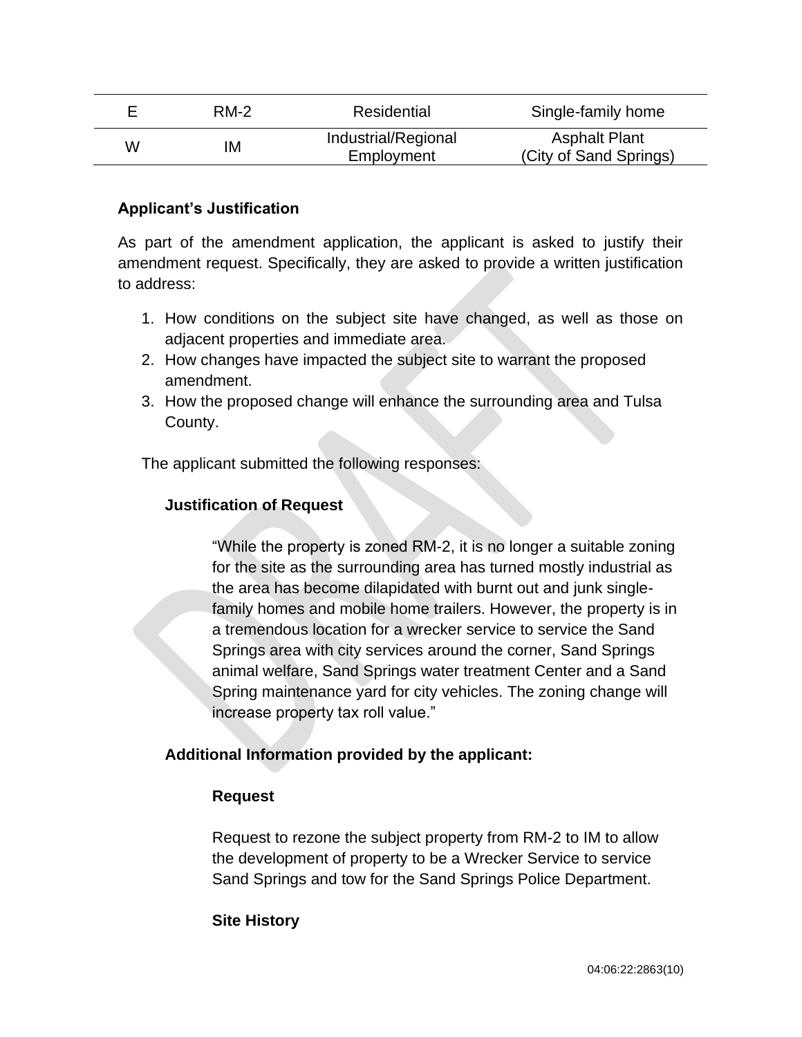| E | RM-2 | Residential | Single-family home |
|---|---|---|---|
| W | IM | Industrial/Regional Employment | Asphalt Plant (City of Sand Springs) |

**Applicant's Justification**

As part of the amendment application, the applicant is asked to justify their amendment request. Specifically, they are asked to provide a written justification to address:

1. How conditions on the subject site have changed, as well as those on adjacent properties and immediate area.
2. How changes have impacted the subject site to warrant the proposed amendment.
3. How the proposed change will enhance the surrounding area and Tulsa County.

The applicant submitted the following responses:

**Justification of Request**

> "While the property is zoned RM-2, it is no longer a suitable zoning for the site as the surrounding area has turned mostly industrial as the area has become dilapidated with burnt out and junk single-family homes and mobile home trailers. However, the property is in a tremendous location for a wrecker service to service the Sand Springs area with city services around the corner, Sand Springs animal welfare, Sand Springs water treatment Center and a Sand Spring maintenance yard for city vehicles. The zoning change will increase property tax roll value."

**Additional Information provided by the applicant:**

**Request**

Request to rezone the subject property from RM-2 to IM to allow the development of property to be a Wrecker Service to service Sand Springs and tow for the Sand Springs Police Department.

**Site History**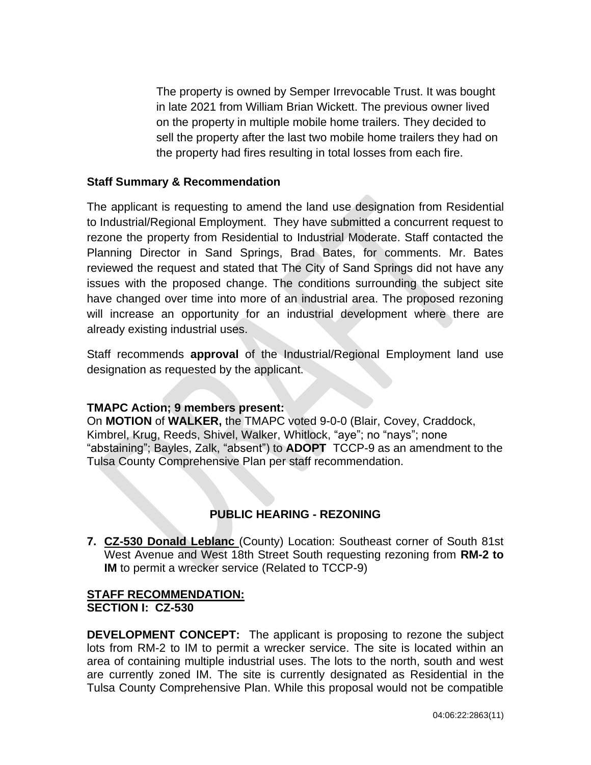The property is owned by Semper Irrevocable Trust. It was bought in late 2021 from William Brian Wickett. The previous owner lived on the property in multiple mobile home trailers. They decided to sell the property after the last two mobile home trailers they had on the property had fires resulting in total losses from each fire.

**Staff Summary & Recommendation**

The applicant is requesting to amend the land use designation from Residential to Industrial/Regional Employment. They have submitted a concurrent request to rezone the property from Residential to Industrial Moderate. Staff contacted the Planning Director in Sand Springs, Brad Bates, for comments. Mr. Bates reviewed the request and stated that The City of Sand Springs did not have any issues with the proposed change. The conditions surrounding the subject site have changed over time into more of an industrial area. The proposed rezoning will increase an opportunity for an industrial development where there are already existing industrial uses.

Staff recommends **approval** of the Industrial/Regional Employment land use designation as requested by the applicant.

**TMAPC Action; 9 members present:**
On **MOTION** of **WALKER,** the TMAPC voted 9-0-0 (Blair, Covey, Craddock, Kimbrel, Krug, Reeds, Shivel, Walker, Whitlock, "aye"; no "nays"; none "abstaining"; Bayles, Zalk, "absent") to **ADOPT** TCCP-9 as an amendment to the Tulsa County Comprehensive Plan per staff recommendation.

## PUBLIC HEARING - REZONING

**7. CZ-530 Donald Leblanc** (County) Location: Southeast corner of South 81st West Avenue and West 18th Street South requesting rezoning from **RM-2 to IM** to permit a wrecker service (Related to TCCP-9)

**STAFF RECOMMENDATION:**
**SECTION I: CZ-530**

**DEVELOPMENT CONCEPT:** The applicant is proposing to rezone the subject lots from RM-2 to IM to permit a wrecker service. The site is located within an area of containing multiple industrial uses. The lots to the north, south and west are currently zoned IM. The site is currently designated as Residential in the Tulsa County Comprehensive Plan. While this proposal would not be compatible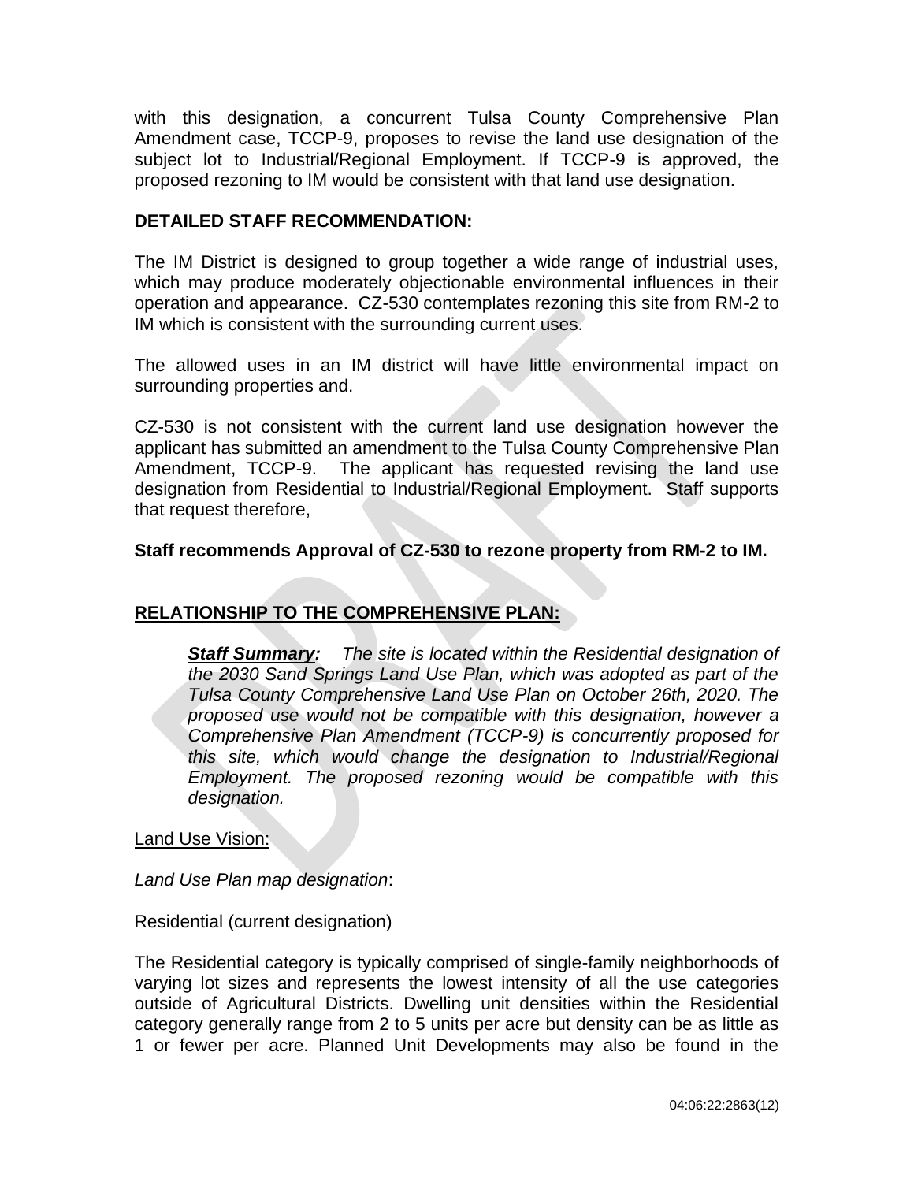with this designation, a concurrent Tulsa County Comprehensive Plan Amendment case, TCCP-9, proposes to revise the land use designation of the subject lot to Industrial/Regional Employment. If TCCP-9 is approved, the proposed rezoning to IM would be consistent with that land use designation.

**DETAILED STAFF RECOMMENDATION:**

The IM District is designed to group together a wide range of industrial uses, which may produce moderately objectionable environmental influences in their operation and appearance. CZ-530 contemplates rezoning this site from RM-2 to IM which is consistent with the surrounding current uses.

The allowed uses in an IM district will have little environmental impact on surrounding properties and.

CZ-530 is not consistent with the current land use designation however the applicant has submitted an amendment to the Tulsa County Comprehensive Plan Amendment, TCCP-9. The applicant has requested revising the land use designation from Residential to Industrial/Regional Employment. Staff supports that request therefore,

**Staff recommends Approval of CZ-530 to rezone property from RM-2 to IM.**

**<u>RELATIONSHIP TO THE COMPREHENSIVE PLAN:</u>**

> ***<u>Staff Summary</u>:*** *The site is located within the Residential designation of the 2030 Sand Springs Land Use Plan, which was adopted as part of the Tulsa County Comprehensive Land Use Plan on October 26th, 2020. The proposed use would not be compatible with this designation, however a Comprehensive Plan Amendment (TCCP-9) is concurrently proposed for this site, which would change the designation to Industrial/Regional Employment. The proposed rezoning would be compatible with this designation.*

<u>Land Use Vision:</u>

*Land Use Plan map designation*:

Residential (current designation)

The Residential category is typically comprised of single-family neighborhoods of varying lot sizes and represents the lowest intensity of all the use categories outside of Agricultural Districts. Dwelling unit densities within the Residential category generally range from 2 to 5 units per acre but density can be as little as 1 or fewer per acre. Planned Unit Developments may also be found in the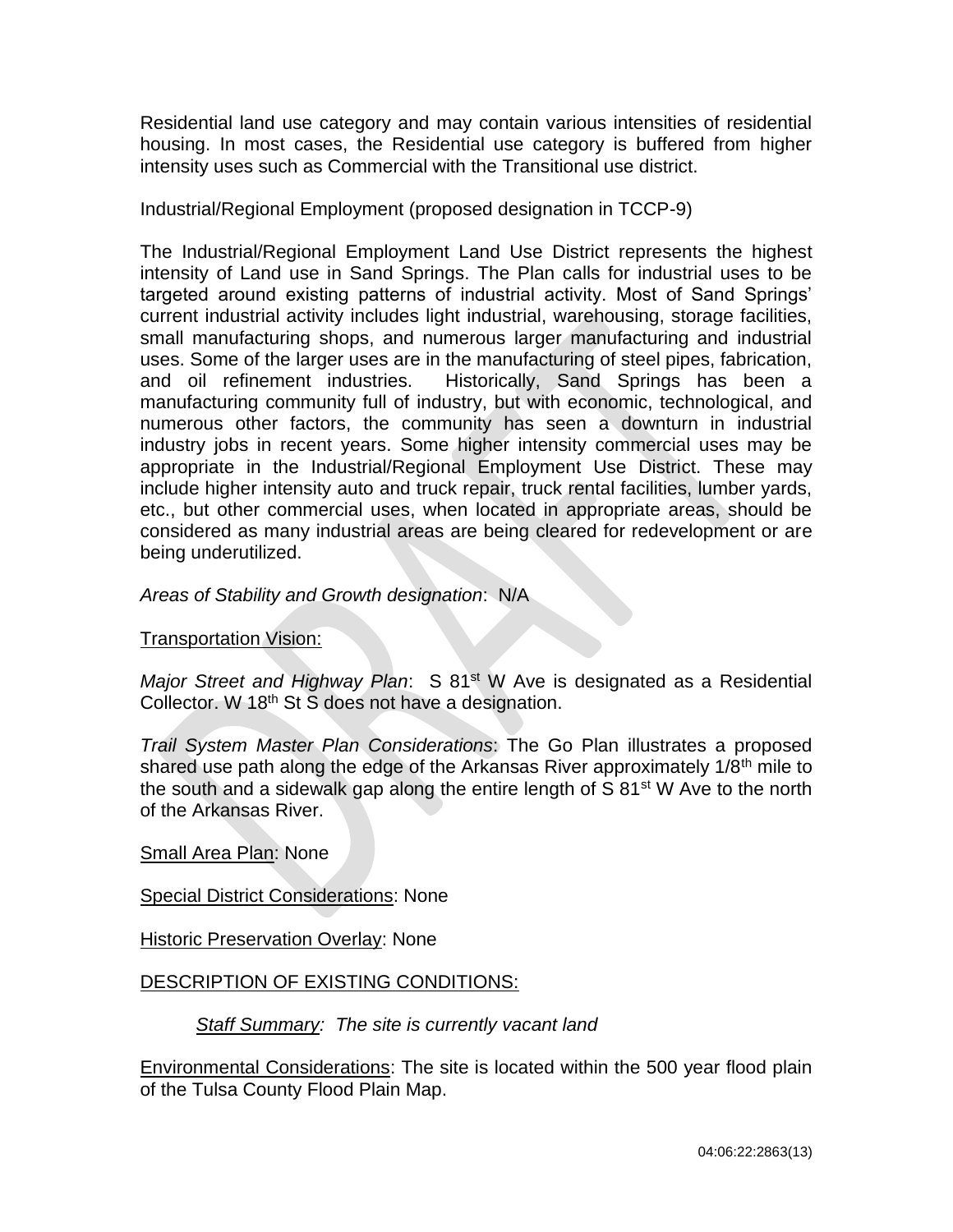Residential land use category and may contain various intensities of residential housing. In most cases, the Residential use category is buffered from higher intensity uses such as Commercial with the Transitional use district.

Industrial/Regional Employment (proposed designation in TCCP-9)

The Industrial/Regional Employment Land Use District represents the highest intensity of Land use in Sand Springs. The Plan calls for industrial uses to be targeted around existing patterns of industrial activity. Most of Sand Springs' current industrial activity includes light industrial, warehousing, storage facilities, small manufacturing shops, and numerous larger manufacturing and industrial uses. Some of the larger uses are in the manufacturing of steel pipes, fabrication, and oil refinement industries. Historically, Sand Springs has been a manufacturing community full of industry, but with economic, technological, and numerous other factors, the community has seen a downturn in industrial industry jobs in recent years. Some higher intensity commercial uses may be appropriate in the Industrial/Regional Employment Use District. These may include higher intensity auto and truck repair, truck rental facilities, lumber yards, etc., but other commercial uses, when located in appropriate areas, should be considered as many industrial areas are being cleared for redevelopment or are being underutilized.

*Areas of Stability and Growth designation*: N/A

Transportation Vision:

*Major Street and Highway Plan*: S 81st W Ave is designated as a Residential Collector. W 18th St S does not have a designation.

*Trail System Master Plan Considerations*: The Go Plan illustrates a proposed shared use path along the edge of the Arkansas River approximately 1/8th mile to the south and a sidewalk gap along the entire length of S 81st W Ave to the north of the Arkansas River.

Small Area Plan: None

Special District Considerations: None

Historic Preservation Overlay: None

DESCRIPTION OF EXISTING CONDITIONS:

*Staff Summary: The site is currently vacant land*

Environmental Considerations: The site is located within the 500 year flood plain of the Tulsa County Flood Plain Map.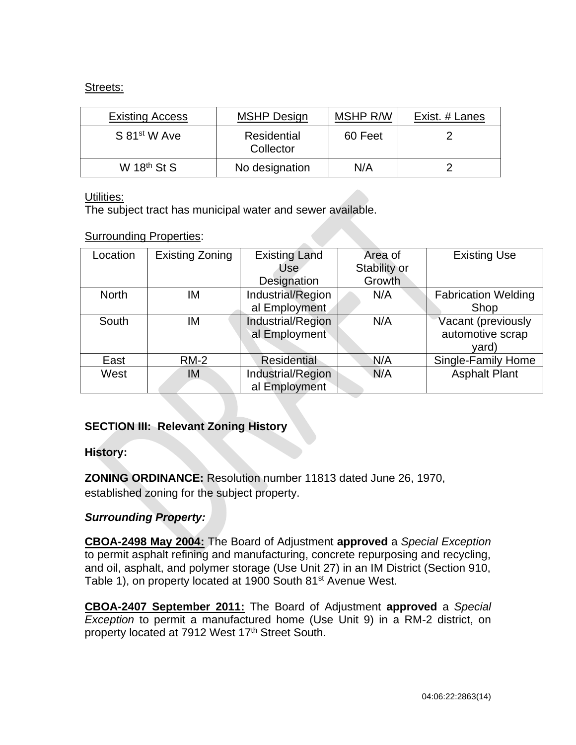Streets:

| Existing Access | MSHP Design | MSHP R/W | Exist. # Lanes |
|---|---|---|---|
| S 81st W Ave | Residential Collector | 60 Feet | 2 |
| W 18th St S | No designation | N/A | 2 |

Utilities:
The subject tract has municipal water and sewer available.

Surrounding Properties:

| Location | Existing Zoning | Existing Land Use Designation | Area of Stability or Growth | Existing Use |
|---|---|---|---|---|
| North | IM | Industrial/Regional Employment | N/A | Fabrication Welding Shop |
| South | IM | Industrial/Regional Employment | N/A | Vacant (previously automotive scrap yard) |
| East | RM-2 | Residential | N/A | Single-Family Home |
| West | IM | Industrial/Regional Employment | N/A | Asphalt Plant |

**SECTION III: Relevant Zoning History**

**History:**

**ZONING ORDINANCE:** Resolution number 11813 dated June 26, 1970, established zoning for the subject property.

***Surrounding Property:***

**CBOA-2498 May 2004:** The Board of Adjustment **approved** a *Special Exception* to permit asphalt refining and manufacturing, concrete repurposing and recycling, and oil, asphalt, and polymer storage (Use Unit 27) in an IM District (Section 910, Table 1), on property located at 1900 South 81st Avenue West.

**CBOA-2407 September 2011:** The Board of Adjustment **approved** a *Special Exception* to permit a manufactured home (Use Unit 9) in a RM-2 district, on property located at 7912 West 17th Street South.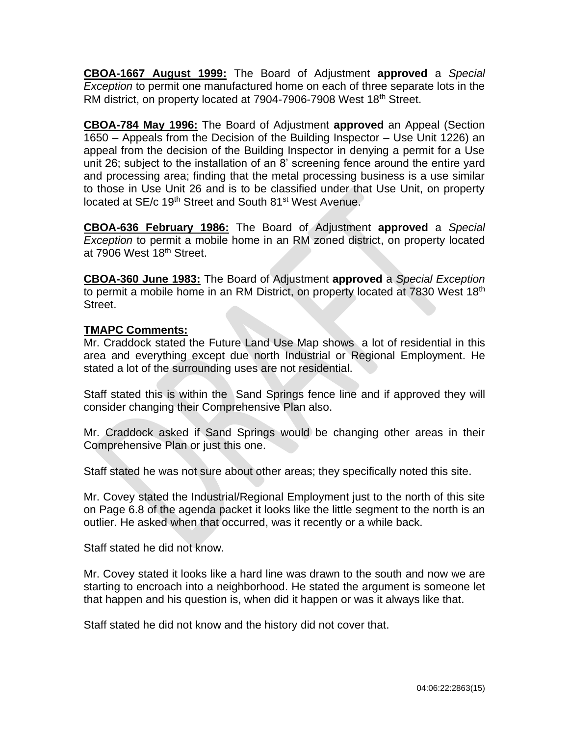**CBOA-1667 August 1999:** The Board of Adjustment **approved** a *Special Exception* to permit one manufactured home on each of three separate lots in the RM district, on property located at 7904-7906-7908 West 18th Street.

**CBOA-784 May 1996:** The Board of Adjustment **approved** an Appeal (Section 1650 – Appeals from the Decision of the Building Inspector – Use Unit 1226) an appeal from the decision of the Building Inspector in denying a permit for a Use unit 26; subject to the installation of an 8' screening fence around the entire yard and processing area; finding that the metal processing business is a use similar to those in Use Unit 26 and is to be classified under that Use Unit, on property located at SE/c 19th Street and South 81st West Avenue.

**CBOA-636 February 1986:** The Board of Adjustment **approved** a *Special Exception* to permit a mobile home in an RM zoned district, on property located at 7906 West 18th Street.

**CBOA-360 June 1983:** The Board of Adjustment **approved** a *Special Exception* to permit a mobile home in an RM District, on property located at 7830 West 18th Street.

**TMAPC Comments:**

Mr. Craddock stated the Future Land Use Map shows a lot of residential in this area and everything except due north Industrial or Regional Employment. He stated a lot of the surrounding uses are not residential.

Staff stated this is within the Sand Springs fence line and if approved they will consider changing their Comprehensive Plan also.

Mr. Craddock asked if Sand Springs would be changing other areas in their Comprehensive Plan or just this one.

Staff stated he was not sure about other areas; they specifically noted this site.

Mr. Covey stated the Industrial/Regional Employment just to the north of this site on Page 6.8 of the agenda packet it looks like the little segment to the north is an outlier. He asked when that occurred, was it recently or a while back.

Staff stated he did not know.

Mr. Covey stated it looks like a hard line was drawn to the south and now we are starting to encroach into a neighborhood. He stated the argument is someone let that happen and his question is, when did it happen or was it always like that.

Staff stated he did not know and the history did not cover that.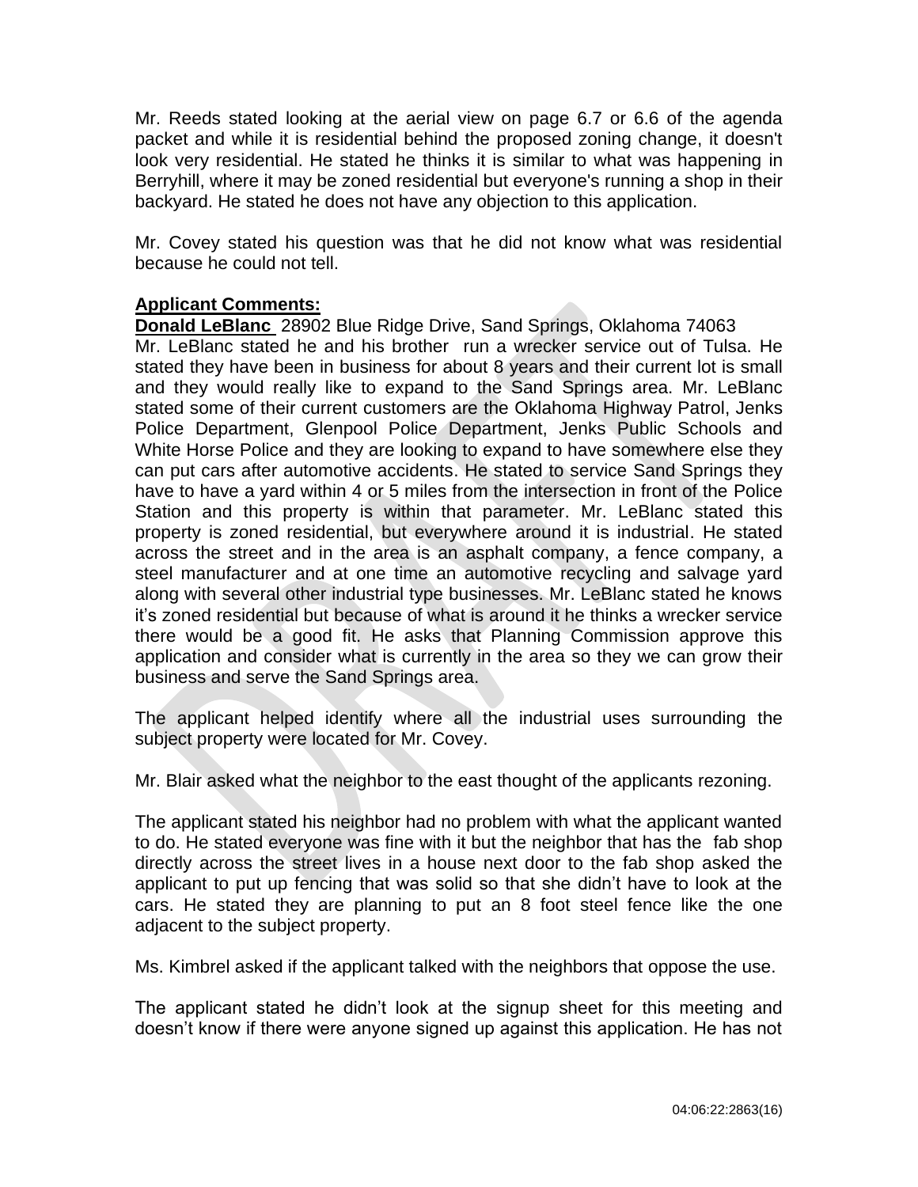Mr. Reeds stated looking at the aerial view on page 6.7 or 6.6 of the agenda packet and while it is residential behind the proposed zoning change, it doesn't look very residential. He stated he thinks it is similar to what was happening in Berryhill, where it may be zoned residential but everyone's running a shop in their backyard. He stated he does not have any objection to this application.

Mr. Covey stated his question was that he did not know what was residential because he could not tell.

**Applicant Comments:**

**Donald LeBlanc** 28902 Blue Ridge Drive, Sand Springs, Oklahoma 74063

Mr. LeBlanc stated he and his brother run a wrecker service out of Tulsa. He stated they have been in business for about 8 years and their current lot is small and they would really like to expand to the Sand Springs area. Mr. LeBlanc stated some of their current customers are the Oklahoma Highway Patrol, Jenks Police Department, Glenpool Police Department, Jenks Public Schools and White Horse Police and they are looking to expand to have somewhere else they can put cars after automotive accidents. He stated to service Sand Springs they have to have a yard within 4 or 5 miles from the intersection in front of the Police Station and this property is within that parameter. Mr. LeBlanc stated this property is zoned residential, but everywhere around it is industrial. He stated across the street and in the area is an asphalt company, a fence company, a steel manufacturer and at one time an automotive recycling and salvage yard along with several other industrial type businesses. Mr. LeBlanc stated he knows it's zoned residential but because of what is around it he thinks a wrecker service there would be a good fit. He asks that Planning Commission approve this application and consider what is currently in the area so they we can grow their business and serve the Sand Springs area.

The applicant helped identify where all the industrial uses surrounding the subject property were located for Mr. Covey.

Mr. Blair asked what the neighbor to the east thought of the applicants rezoning.

The applicant stated his neighbor had no problem with what the applicant wanted to do. He stated everyone was fine with it but the neighbor that has the fab shop directly across the street lives in a house next door to the fab shop asked the applicant to put up fencing that was solid so that she didn't have to look at the cars. He stated they are planning to put an 8 foot steel fence like the one adjacent to the subject property.

Ms. Kimbrel asked if the applicant talked with the neighbors that oppose the use.

The applicant stated he didn't look at the signup sheet for this meeting and doesn't know if there were anyone signed up against this application. He has not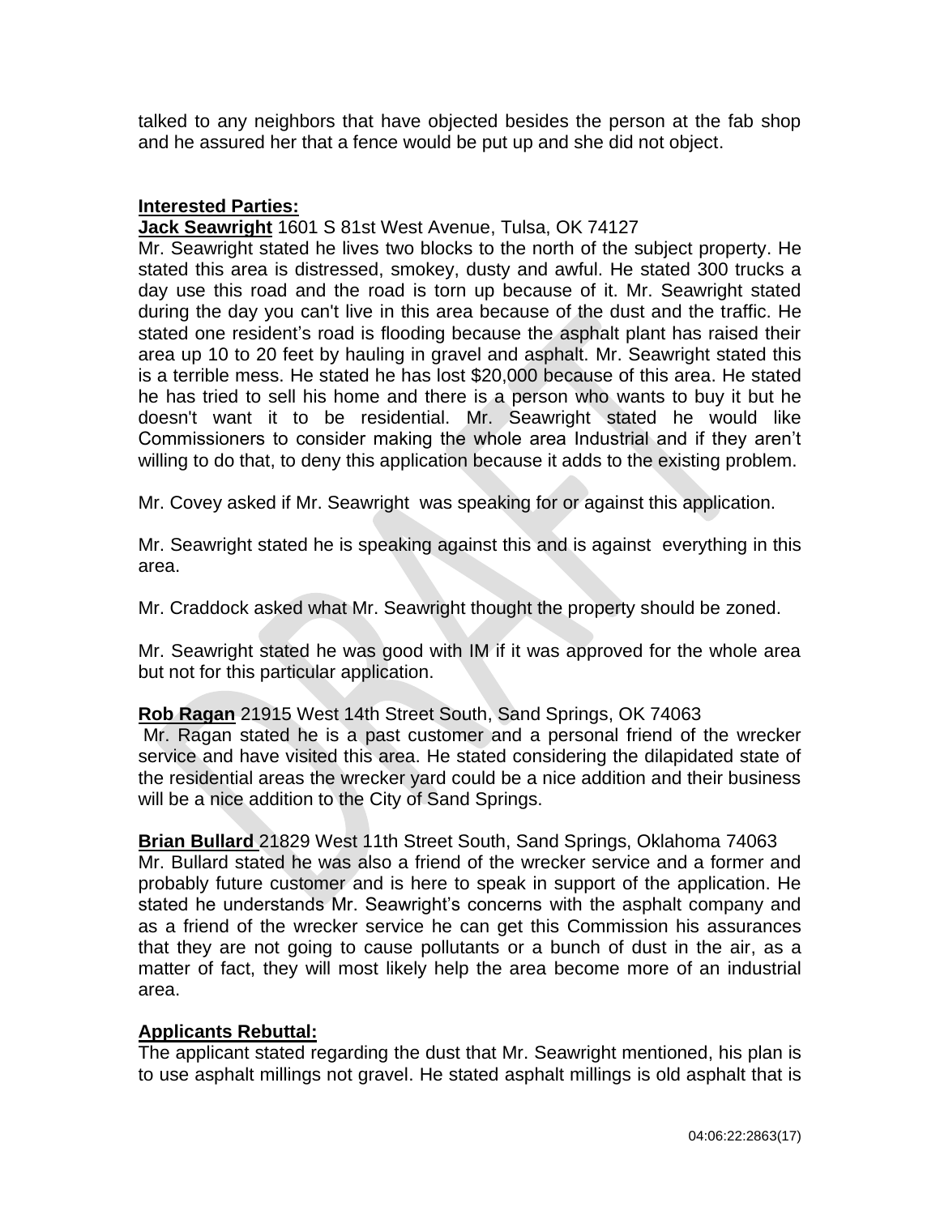talked to any neighbors that have objected besides the person at the fab shop and he assured her that a fence would be put up and she did not object.

**Interested Parties:**

**Jack Seawright** 1601 S 81st West Avenue, Tulsa, OK 74127

Mr. Seawright stated he lives two blocks to the north of the subject property. He stated this area is distressed, smokey, dusty and awful. He stated 300 trucks a day use this road and the road is torn up because of it. Mr. Seawright stated during the day you can't live in this area because of the dust and the traffic. He stated one resident's road is flooding because the asphalt plant has raised their area up 10 to 20 feet by hauling in gravel and asphalt. Mr. Seawright stated this is a terrible mess. He stated he has lost $20,000 because of this area. He stated he has tried to sell his home and there is a person who wants to buy it but he doesn't want it to be residential. Mr. Seawright stated he would like Commissioners to consider making the whole area Industrial and if they aren't willing to do that, to deny this application because it adds to the existing problem.

Mr. Covey asked if Mr. Seawright was speaking for or against this application.

Mr. Seawright stated he is speaking against this and is against everything in this area.

Mr. Craddock asked what Mr. Seawright thought the property should be zoned.

Mr. Seawright stated he was good with IM if it was approved for the whole area but not for this particular application.

**Rob Ragan** 21915 West 14th Street South, Sand Springs, OK 74063

Mr. Ragan stated he is a past customer and a personal friend of the wrecker service and have visited this area. He stated considering the dilapidated state of the residential areas the wrecker yard could be a nice addition and their business will be a nice addition to the City of Sand Springs.

**Brian Bullard** 21829 West 11th Street South, Sand Springs, Oklahoma 74063

Mr. Bullard stated he was also a friend of the wrecker service and a former and probably future customer and is here to speak in support of the application. He stated he understands Mr. Seawright's concerns with the asphalt company and as a friend of the wrecker service he can get this Commission his assurances that they are not going to cause pollutants or a bunch of dust in the air, as a matter of fact, they will most likely help the area become more of an industrial area.

**Applicants Rebuttal:**

The applicant stated regarding the dust that Mr. Seawright mentioned, his plan is to use asphalt millings not gravel. He stated asphalt millings is old asphalt that is

04:06:22:2863(17)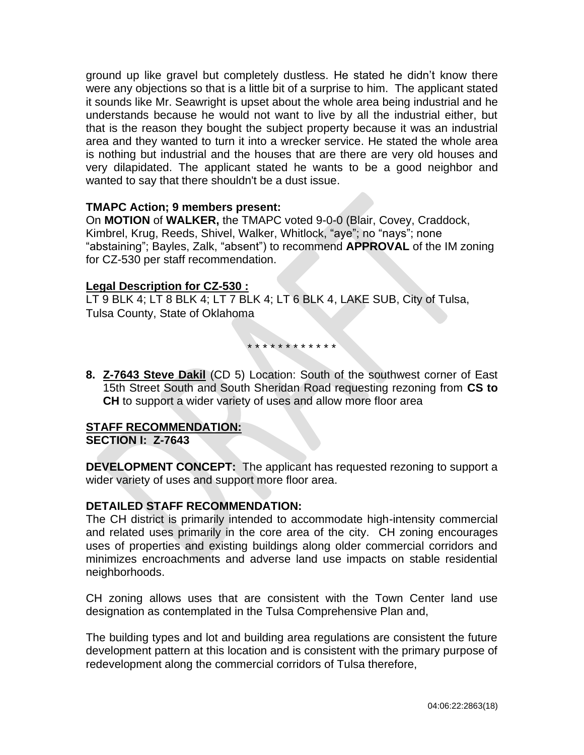ground up like gravel but completely dustless. He stated he didn't know there were any objections so that is a little bit of a surprise to him. The applicant stated it sounds like Mr. Seawright is upset about the whole area being industrial and he understands because he would not want to live by all the industrial either, but that is the reason they bought the subject property because it was an industrial area and they wanted to turn it into a wrecker service. He stated the whole area is nothing but industrial and the houses that are there are very old houses and very dilapidated. The applicant stated he wants to be a good neighbor and wanted to say that there shouldn't be a dust issue.

**TMAPC Action; 9 members present:**
On **MOTION** of **WALKER,** the TMAPC voted 9-0-0 (Blair, Covey, Craddock, Kimbrel, Krug, Reeds, Shivel, Walker, Whitlock, "aye"; no "nays"; none "abstaining"; Bayles, Zalk, "absent") to recommend **APPROVAL** of the IM zoning for CZ-530 per staff recommendation.

**Legal Description for CZ-530 :**
LT 9 BLK 4; LT 8 BLK 4; LT 7 BLK 4; LT 6 BLK 4, LAKE SUB, City of Tulsa, Tulsa County, State of Oklahoma

* * * * * * * * * * * *

**8. Z-7643 Steve Dakil** (CD 5) Location: South of the southwest corner of East 15th Street South and South Sheridan Road requesting rezoning from **CS to CH** to support a wider variety of uses and allow more floor area

**STAFF RECOMMENDATION:**
**SECTION I: Z-7643**

**DEVELOPMENT CONCEPT:** The applicant has requested rezoning to support a wider variety of uses and support more floor area.

**DETAILED STAFF RECOMMENDATION:**
The CH district is primarily intended to accommodate high-intensity commercial and related uses primarily in the core area of the city. CH zoning encourages uses of properties and existing buildings along older commercial corridors and minimizes encroachments and adverse land use impacts on stable residential neighborhoods.

CH zoning allows uses that are consistent with the Town Center land use designation as contemplated in the Tulsa Comprehensive Plan and,

The building types and lot and building area regulations are consistent the future development pattern at this location and is consistent with the primary purpose of redevelopment along the commercial corridors of Tulsa therefore,

04:06:22:2863(18)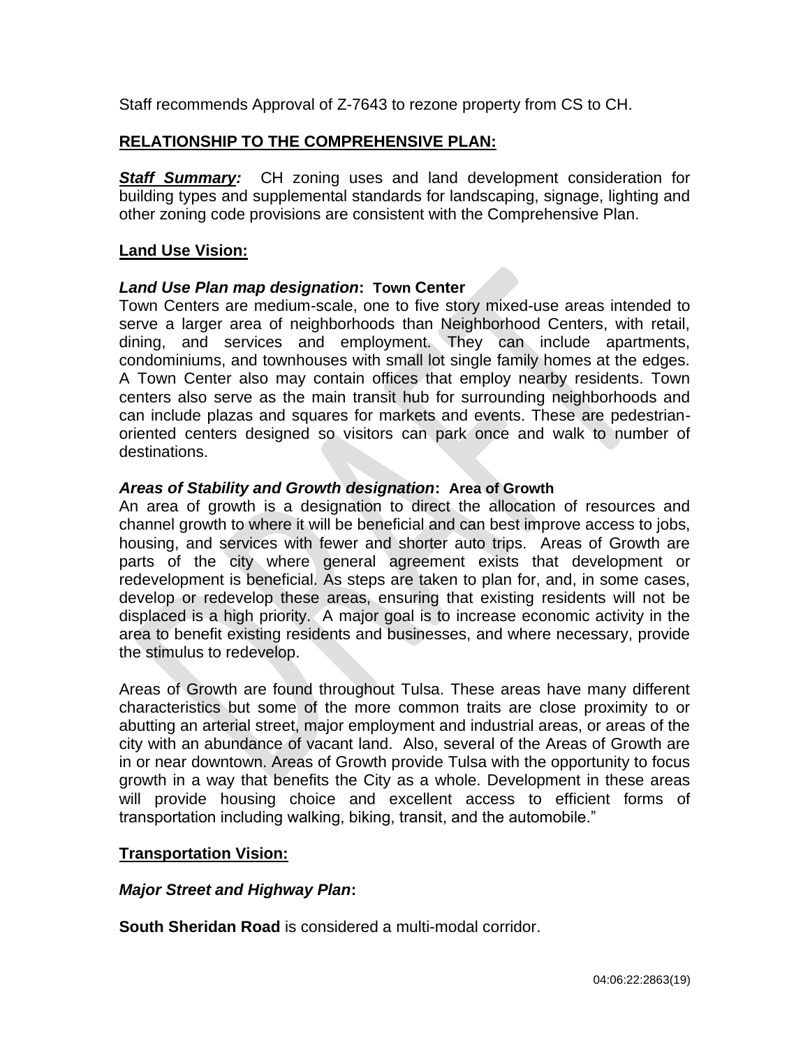Staff recommends Approval of Z-7643 to rezone property from CS to CH.

## RELATIONSHIP TO THE COMPREHENSIVE PLAN:

***Staff Summary:*** CH zoning uses and land development consideration for building types and supplemental standards for landscaping, signage, lighting and other zoning code provisions are consistent with the Comprehensive Plan.

### Land Use Vision:

***Land Use Plan map designation*: Town Center**

Town Centers are medium-scale, one to five story mixed-use areas intended to serve a larger area of neighborhoods than Neighborhood Centers, with retail, dining, and services and employment. They can include apartments, condominiums, and townhouses with small lot single family homes at the edges. A Town Center also may contain offices that employ nearby residents. Town centers also serve as the main transit hub for surrounding neighborhoods and can include plazas and squares for markets and events. These are pedestrian-oriented centers designed so visitors can park once and walk to number of destinations.

***Areas of Stability and Growth designation*: Area of Growth**

An area of growth is a designation to direct the allocation of resources and channel growth to where it will be beneficial and can best improve access to jobs, housing, and services with fewer and shorter auto trips. Areas of Growth are parts of the city where general agreement exists that development or redevelopment is beneficial. As steps are taken to plan for, and, in some cases, develop or redevelop these areas, ensuring that existing residents will not be displaced is a high priority. A major goal is to increase economic activity in the area to benefit existing residents and businesses, and where necessary, provide the stimulus to redevelop.

Areas of Growth are found throughout Tulsa. These areas have many different characteristics but some of the more common traits are close proximity to or abutting an arterial street, major employment and industrial areas, or areas of the city with an abundance of vacant land. Also, several of the Areas of Growth are in or near downtown. Areas of Growth provide Tulsa with the opportunity to focus growth in a way that benefits the City as a whole. Development in these areas will provide housing choice and excellent access to efficient forms of transportation including walking, biking, transit, and the automobile."

### Transportation Vision:

***Major Street and Highway Plan*:**

**South Sheridan Road** is considered a multi-modal corridor.

04:06:22:2863(19)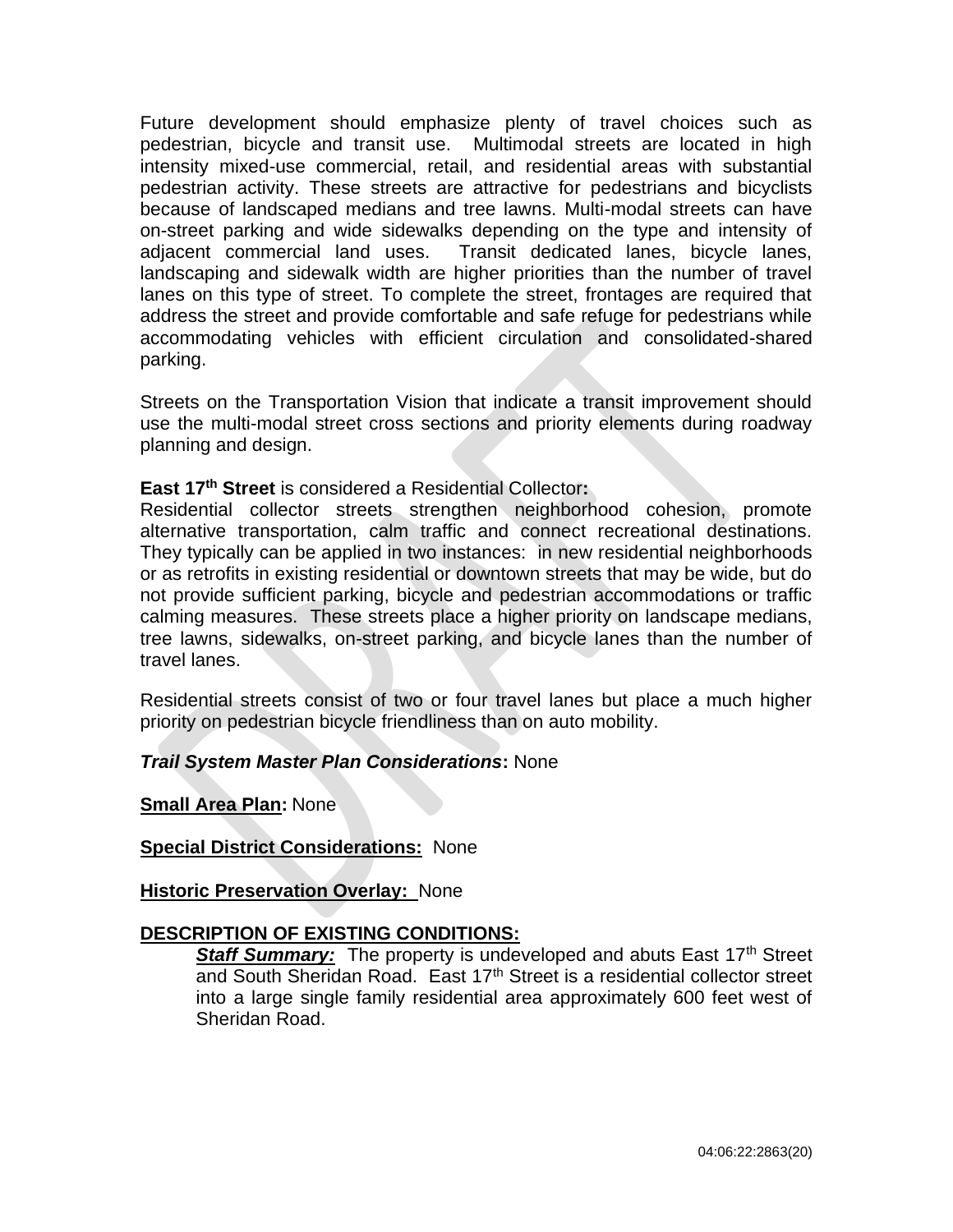Future development should emphasize plenty of travel choices such as pedestrian, bicycle and transit use. Multimodal streets are located in high intensity mixed-use commercial, retail, and residential areas with substantial pedestrian activity. These streets are attractive for pedestrians and bicyclists because of landscaped medians and tree lawns. Multi-modal streets can have on-street parking and wide sidewalks depending on the type and intensity of adjacent commercial land uses. Transit dedicated lanes, bicycle lanes, landscaping and sidewalk width are higher priorities than the number of travel lanes on this type of street. To complete the street, frontages are required that address the street and provide comfortable and safe refuge for pedestrians while accommodating vehicles with efficient circulation and consolidated-shared parking.

Streets on the Transportation Vision that indicate a transit improvement should use the multi-modal street cross sections and priority elements during roadway planning and design.

**East 17th Street** is considered a Residential Collector**:**
Residential collector streets strengthen neighborhood cohesion, promote alternative transportation, calm traffic and connect recreational destinations. They typically can be applied in two instances: in new residential neighborhoods or as retrofits in existing residential or downtown streets that may be wide, but do not provide sufficient parking, bicycle and pedestrian accommodations or traffic calming measures. These streets place a higher priority on landscape medians, tree lawns, sidewalks, on-street parking, and bicycle lanes than the number of travel lanes.

Residential streets consist of two or four travel lanes but place a much higher priority on pedestrian bicycle friendliness than on auto mobility.

***Trail System Master Plan Considerations*:** None

**Small Area Plan:** None

**Special District Considerations:** None

**Historic Preservation Overlay:** None

**DESCRIPTION OF EXISTING CONDITIONS:**

***Staff Summary:*** The property is undeveloped and abuts East 17th Street and South Sheridan Road. East 17th Street is a residential collector street into a large single family residential area approximately 600 feet west of Sheridan Road.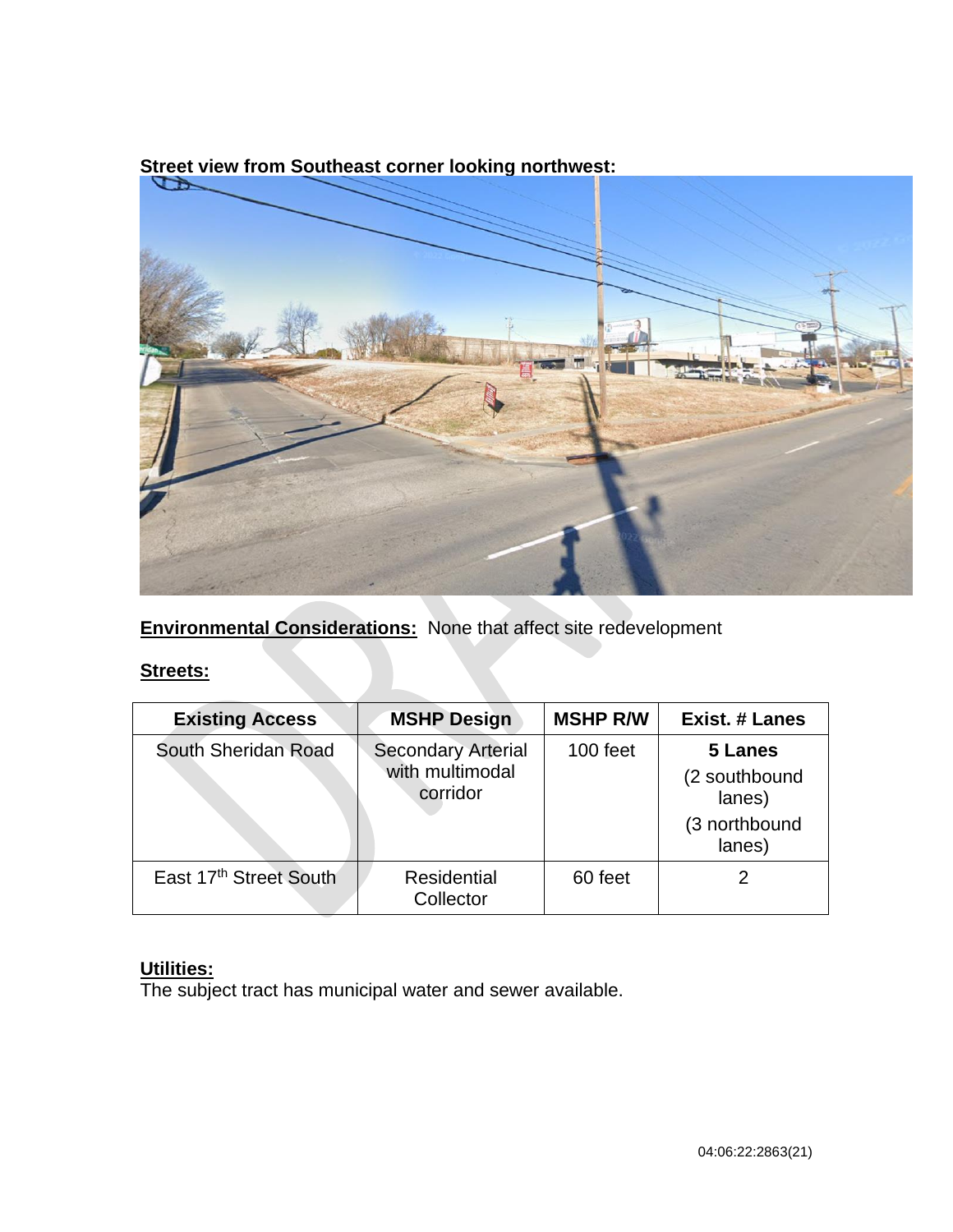**Street view from Southeast corner looking northwest:**

**Environmental Considerations:** None that affect site redevelopment

**Streets:**

| Existing Access | MSHP Design | MSHP R/W | Exist. # Lanes |
|---|---|---|---|
| South Sheridan Road | Secondary Arterial with multimodal corridor | 100 feet | **5 Lanes** (2 southbound lanes) (3 northbound lanes) |
| East 17th Street South | Residential Collector | 60 feet | 2 |

**Utilities:**
The subject tract has municipal water and sewer available.

04:06:22:2863(21)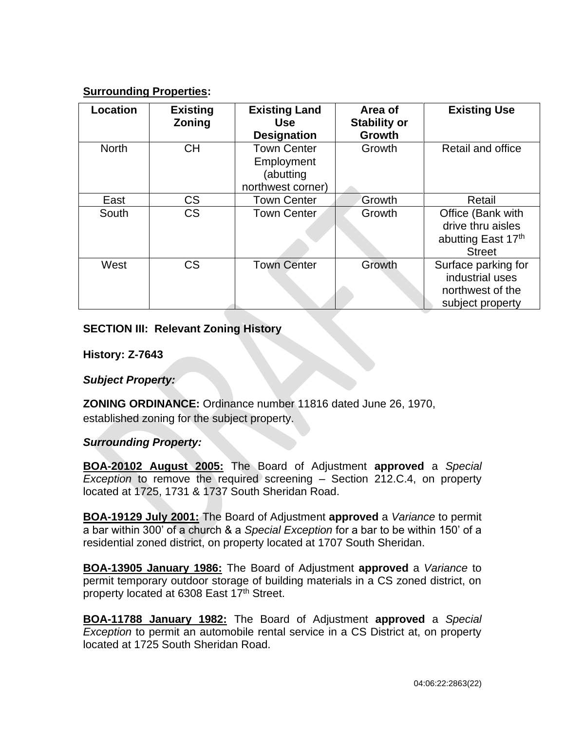**Surrounding Properties:**

| Location | Existing Zoning | Existing Land Use Designation | Area of Stability or Growth | Existing Use |
|---|---|---|---|---|
| North | CH | Town Center Employment (abutting northwest corner) | Growth | Retail and office |
| East | CS | Town Center | Growth | Retail |
| South | CS | Town Center | Growth | Office (Bank with drive thru aisles abutting East 17th Street |
| West | CS | Town Center | Growth | Surface parking for industrial uses northwest of the subject property |

**SECTION III: Relevant Zoning History**

**History: Z-7643**

***Subject Property:***

**ZONING ORDINANCE:** Ordinance number 11816 dated June 26, 1970, established zoning for the subject property.

***Surrounding Property:***

**BOA-20102 August 2005:** The Board of Adjustment **approved** a *Special Exception* to remove the required screening – Section 212.C.4, on property located at 1725, 1731 & 1737 South Sheridan Road.

**BOA-19129 July 2001:** The Board of Adjustment **approved** a *Variance* to permit a bar within 300' of a church & a *Special Exception* for a bar to be within 150' of a residential zoned district, on property located at 1707 South Sheridan.

**BOA-13905 January 1986:** The Board of Adjustment **approved** a *Variance* to permit temporary outdoor storage of building materials in a CS zoned district, on property located at 6308 East 17th Street.

**BOA-11788 January 1982:** The Board of Adjustment **approved** a *Special Exception* to permit an automobile rental service in a CS District at, on property located at 1725 South Sheridan Road.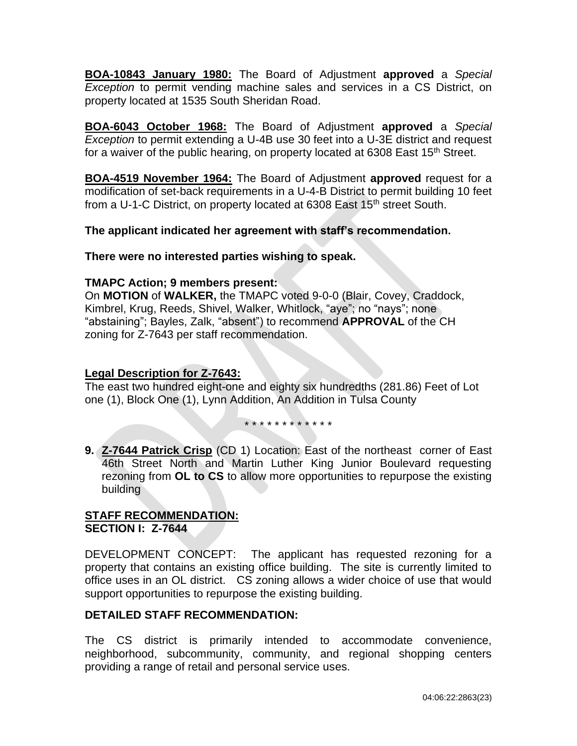**BOA-10843 January 1980:** The Board of Adjustment **approved** a *Special Exception* to permit vending machine sales and services in a CS District, on property located at 1535 South Sheridan Road.

**BOA-6043 October 1968:** The Board of Adjustment **approved** a *Special Exception* to permit extending a U-4B use 30 feet into a U-3E district and request for a waiver of the public hearing, on property located at 6308 East 15th Street.

**BOA-4519 November 1964:** The Board of Adjustment **approved** request for a modification of set-back requirements in a U-4-B District to permit building 10 feet from a U-1-C District, on property located at 6308 East 15th street South.

**The applicant indicated her agreement with staff's recommendation.**

**There were no interested parties wishing to speak.**

**TMAPC Action; 9 members present:**
On **MOTION** of **WALKER,** the TMAPC voted 9-0-0 (Blair, Covey, Craddock, Kimbrel, Krug, Reeds, Shivel, Walker, Whitlock, "aye"; no "nays"; none "abstaining"; Bayles, Zalk, "absent") to recommend **APPROVAL** of the CH zoning for Z-7643 per staff recommendation.

**Legal Description for Z-7643:**
The east two hundred eight-one and eighty six hundredths (281.86) Feet of Lot one (1), Block One (1), Lynn Addition, An Addition in Tulsa County

\* \* \* \* \* \* \* \* \* \* \* \*

**9. Z-7644 Patrick Crisp** (CD 1) Location: East of the northeast corner of East 46th Street North and Martin Luther King Junior Boulevard requesting rezoning from **OL to CS** to allow more opportunities to repurpose the existing building

**STAFF RECOMMENDATION:**
**SECTION I: Z-7644**

DEVELOPMENT CONCEPT: The applicant has requested rezoning for a property that contains an existing office building. The site is currently limited to office uses in an OL district. CS zoning allows a wider choice of use that would support opportunities to repurpose the existing building.

**DETAILED STAFF RECOMMENDATION:**

The CS district is primarily intended to accommodate convenience, neighborhood, subcommunity, community, and regional shopping centers providing a range of retail and personal service uses.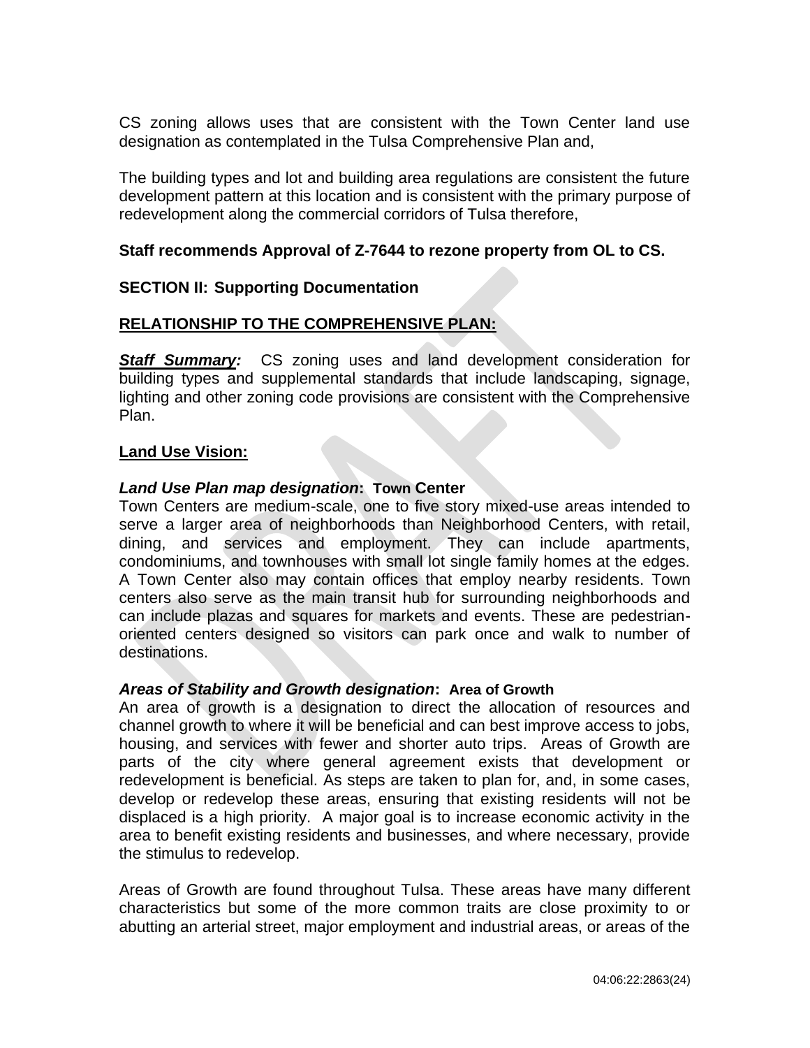CS zoning allows uses that are consistent with the Town Center land use designation as contemplated in the Tulsa Comprehensive Plan and,

The building types and lot and building area regulations are consistent the future development pattern at this location and is consistent with the primary purpose of redevelopment along the commercial corridors of Tulsa therefore,

**Staff recommends Approval of Z-7644 to rezone property from OL to CS.**

**SECTION II: Supporting Documentation**

**<u>RELATIONSHIP TO THE COMPREHENSIVE PLAN:</u>**

***<u>Staff Summary</u>:*** CS zoning uses and land development consideration for building types and supplemental standards that include landscaping, signage, lighting and other zoning code provisions are consistent with the Comprehensive Plan.

**<u>Land Use Vision:</u>**

***Land Use Plan map designation*: Town Center**
Town Centers are medium-scale, one to five story mixed-use areas intended to serve a larger area of neighborhoods than Neighborhood Centers, with retail, dining, and services and employment. They can include apartments, condominiums, and townhouses with small lot single family homes at the edges. A Town Center also may contain offices that employ nearby residents. Town centers also serve as the main transit hub for surrounding neighborhoods and can include plazas and squares for markets and events. These are pedestrian-oriented centers designed so visitors can park once and walk to number of destinations.

***Areas of Stability and Growth designation*: Area of Growth**
An area of growth is a designation to direct the allocation of resources and channel growth to where it will be beneficial and can best improve access to jobs, housing, and services with fewer and shorter auto trips. Areas of Growth are parts of the city where general agreement exists that development or redevelopment is beneficial. As steps are taken to plan for, and, in some cases, develop or redevelop these areas, ensuring that existing residents will not be displaced is a high priority. A major goal is to increase economic activity in the area to benefit existing residents and businesses, and where necessary, provide the stimulus to redevelop.

Areas of Growth are found throughout Tulsa. These areas have many different characteristics but some of the more common traits are close proximity to or abutting an arterial street, major employment and industrial areas, or areas of the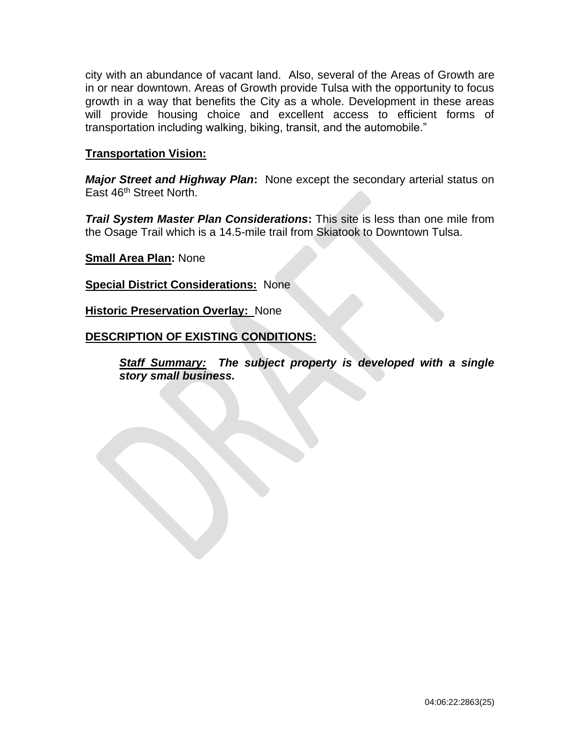city with an abundance of vacant land. Also, several of the Areas of Growth are in or near downtown. Areas of Growth provide Tulsa with the opportunity to focus growth in a way that benefits the City as a whole. Development in these areas will provide housing choice and excellent access to efficient forms of transportation including walking, biking, transit, and the automobile."

**Transportation Vision:**

***Major Street and Highway Plan*****:** None except the secondary arterial status on East 46th Street North.

***Trail System Master Plan Considerations*****:** This site is less than one mile from the Osage Trail which is a 14.5-mile trail from Skiatook to Downtown Tulsa.

**Small Area Plan:** None

**Special District Considerations:** None

**Historic Preservation Overlay:** None

**DESCRIPTION OF EXISTING CONDITIONS:**

***Staff Summary:* *The subject property is developed with a single story small business.***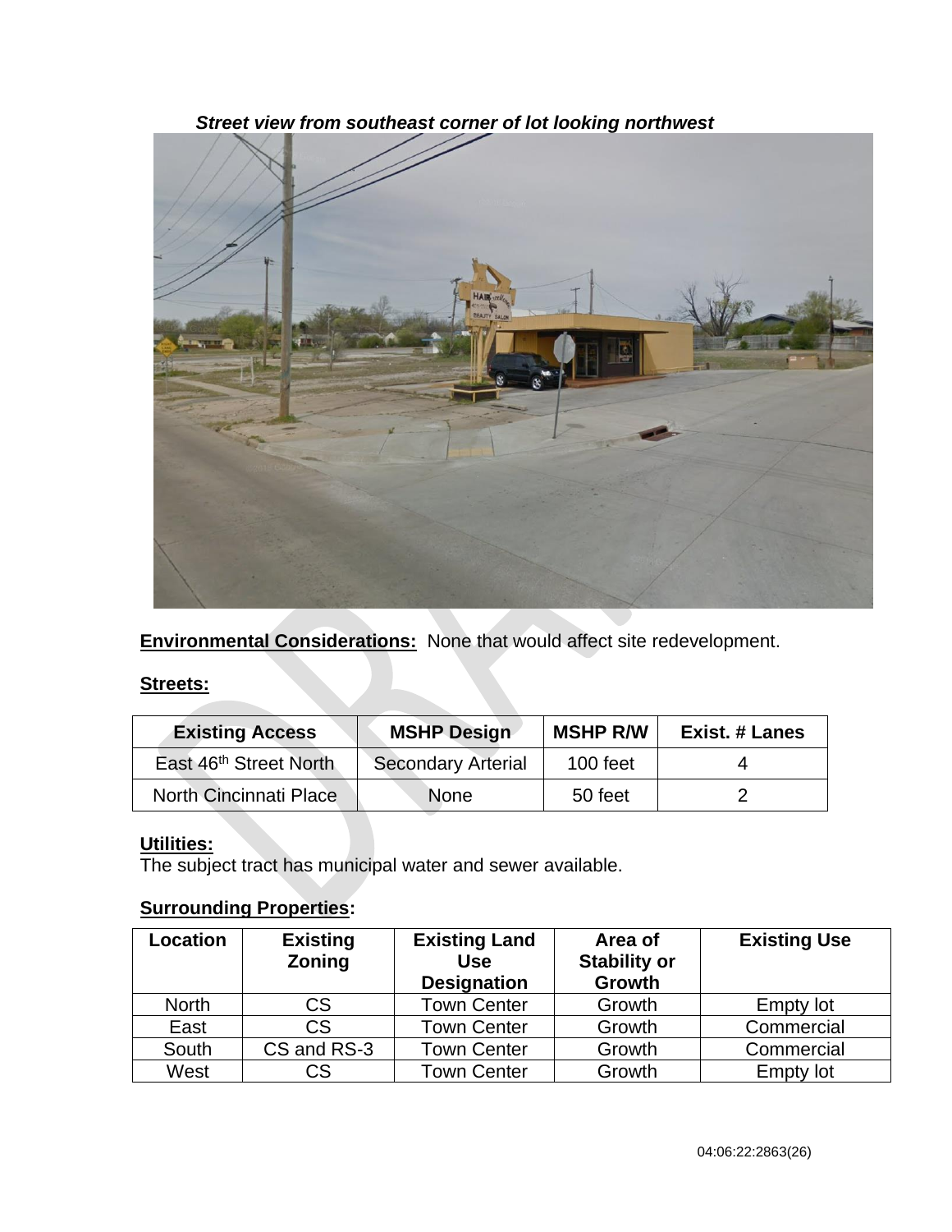***Street view from southeast corner of lot looking northwest***

**<u>Environmental Considerations:</u>** None that would affect site redevelopment.

**<u>Streets:</u>**

| Existing Access | MSHP Design | MSHP R/W | Exist. # Lanes |
|---|---|---|---|
| East 46th Street North | Secondary Arterial | 100 feet | 4 |
| North Cincinnati Place | None | 50 feet | 2 |

**<u>Utilities:</u>**
The subject tract has municipal water and sewer available.

**<u>Surrounding Properties</u>:**

| Location | Existing Zoning | Existing Land Use Designation | Area of Stability or Growth | Existing Use |
|---|---|---|---|---|
| North | CS | Town Center | Growth | Empty lot |
| East | CS | Town Center | Growth | Commercial |
| South | CS and RS-3 | Town Center | Growth | Commercial |
| West | CS | Town Center | Growth | Empty lot |

04:06:22:2863(26)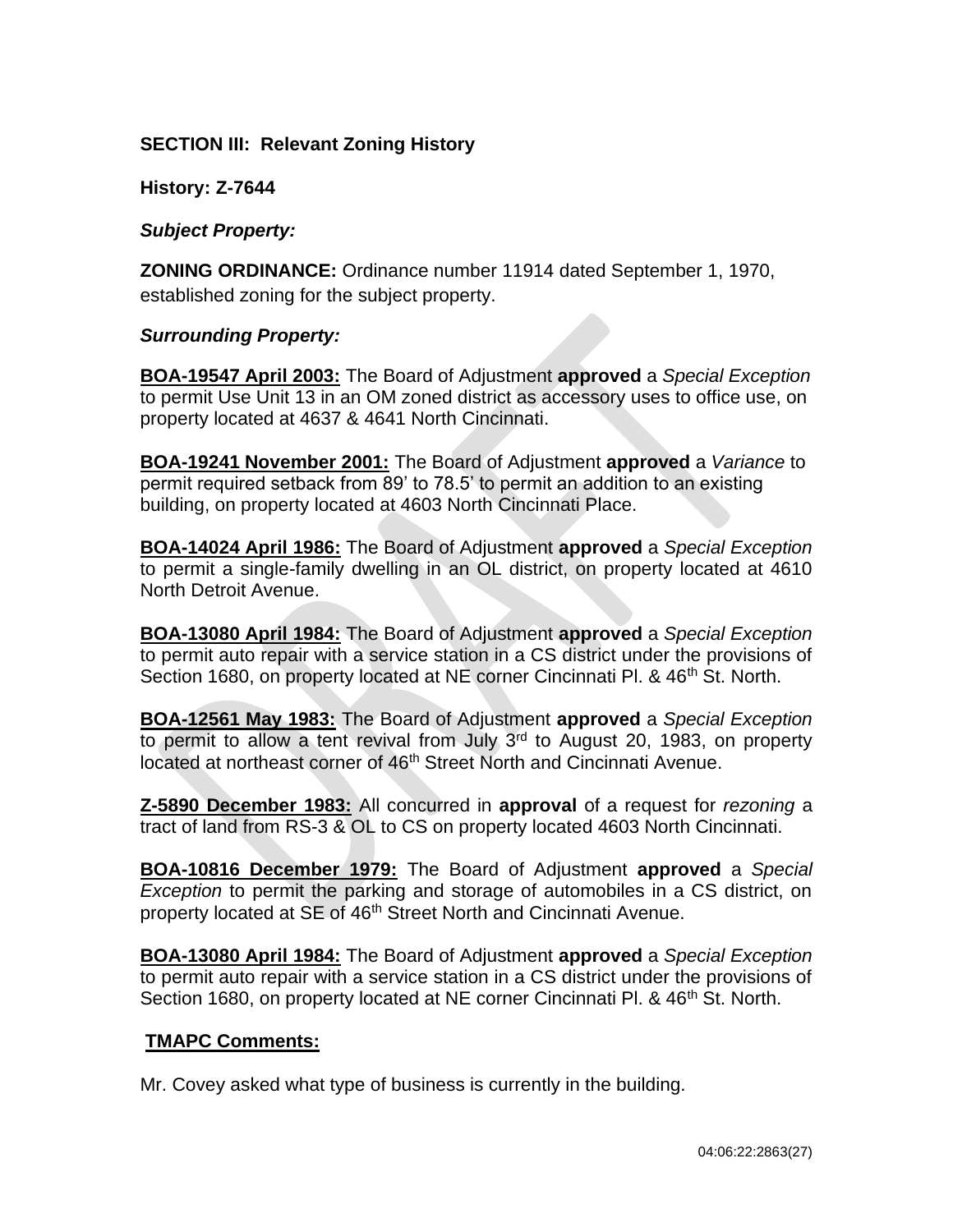**SECTION III: Relevant Zoning History**

**History: Z-7644**

***Subject Property:***

**ZONING ORDINANCE:** Ordinance number 11914 dated September 1, 1970, established zoning for the subject property.

***Surrounding Property:***

**BOA-19547 April 2003:** The Board of Adjustment **approved** a *Special Exception* to permit Use Unit 13 in an OM zoned district as accessory uses to office use, on property located at 4637 & 4641 North Cincinnati.

**BOA-19241 November 2001:** The Board of Adjustment **approved** a *Variance* to permit required setback from 89' to 78.5' to permit an addition to an existing building, on property located at 4603 North Cincinnati Place.

**BOA-14024 April 1986:** The Board of Adjustment **approved** a *Special Exception* to permit a single-family dwelling in an OL district, on property located at 4610 North Detroit Avenue.

**BOA-13080 April 1984:** The Board of Adjustment **approved** a *Special Exception* to permit auto repair with a service station in a CS district under the provisions of Section 1680, on property located at NE corner Cincinnati Pl. & 46th St. North.

**BOA-12561 May 1983:** The Board of Adjustment **approved** a *Special Exception* to permit to allow a tent revival from July 3rd to August 20, 1983, on property located at northeast corner of 46th Street North and Cincinnati Avenue.

**Z-5890 December 1983:** All concurred in **approval** of a request for *rezoning* a tract of land from RS-3 & OL to CS on property located 4603 North Cincinnati.

**BOA-10816 December 1979:** The Board of Adjustment **approved** a *Special Exception* to permit the parking and storage of automobiles in a CS district, on property located at SE of 46th Street North and Cincinnati Avenue.

**BOA-13080 April 1984:** The Board of Adjustment **approved** a *Special Exception* to permit auto repair with a service station in a CS district under the provisions of Section 1680, on property located at NE corner Cincinnati Pl. & 46th St. North.

**TMAPC Comments:**

Mr. Covey asked what type of business is currently in the building.

04:06:22:2863(27)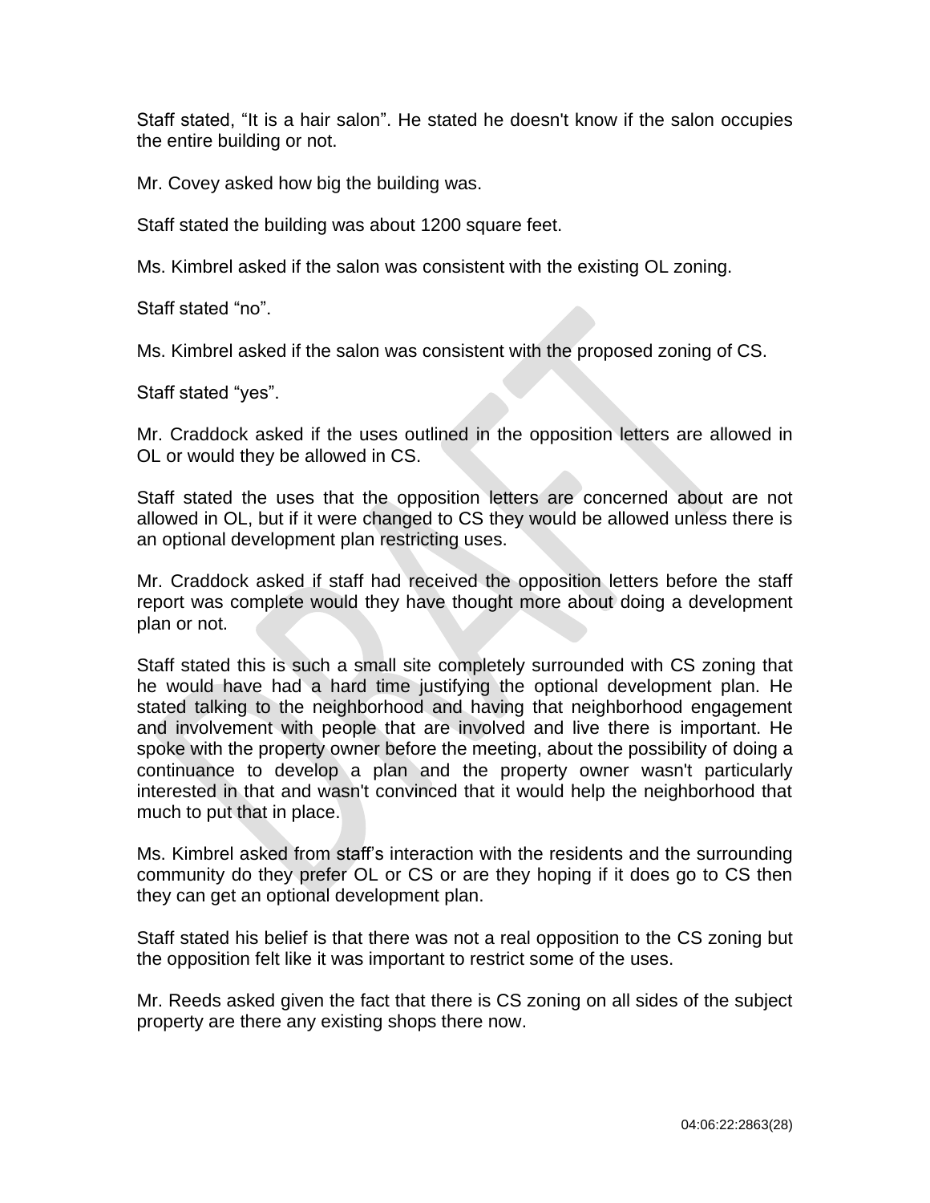Staff stated, “It is a hair salon”. He stated he doesn't know if the salon occupies the entire building or not.

Mr. Covey asked how big the building was.

Staff stated the building was about 1200 square feet.

Ms. Kimbrel asked if the salon was consistent with the existing OL zoning.

Staff stated “no”.

Ms. Kimbrel asked if the salon was consistent with the proposed zoning of CS.

Staff stated “yes”.

Mr. Craddock asked if the uses outlined in the opposition letters are allowed in OL or would they be allowed in CS.

Staff stated the uses that the opposition letters are concerned about are not allowed in OL, but if it were changed to CS they would be allowed unless there is an optional development plan restricting uses.

Mr. Craddock asked if staff had received the opposition letters before the staff report was complete would they have thought more about doing a development plan or not.

Staff stated this is such a small site completely surrounded with CS zoning that he would have had a hard time justifying the optional development plan. He stated talking to the neighborhood and having that neighborhood engagement and involvement with people that are involved and live there is important. He spoke with the property owner before the meeting, about the possibility of doing a continuance to develop a plan and the property owner wasn't particularly interested in that and wasn't convinced that it would help the neighborhood that much to put that in place.

Ms. Kimbrel asked from staff’s interaction with the residents and the surrounding community do they prefer OL or CS or are they hoping if it does go to CS then they can get an optional development plan.

Staff stated his belief is that there was not a real opposition to the CS zoning but the opposition felt like it was important to restrict some of the uses.

Mr. Reeds asked given the fact that there is CS zoning on all sides of the subject property are there any existing shops there now.

04:06:22:2863(28)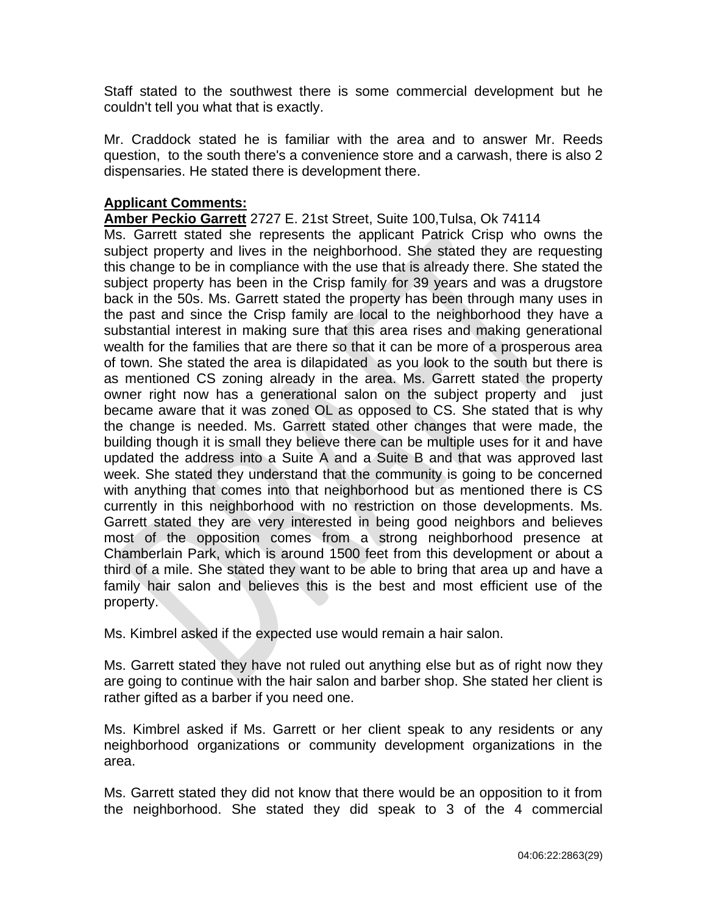Staff stated to the southwest there is some commercial development but he couldn't tell you what that is exactly.

Mr. Craddock stated he is familiar with the area and to answer Mr. Reeds question, to the south there's a convenience store and a carwash, there is also 2 dispensaries. He stated there is development there.

**Applicant Comments:**

**Amber Peckio Garrett** 2727 E. 21st Street, Suite 100,Tulsa, Ok 74114

Ms. Garrett stated she represents the applicant Patrick Crisp who owns the subject property and lives in the neighborhood. She stated they are requesting this change to be in compliance with the use that is already there. She stated the subject property has been in the Crisp family for 39 years and was a drugstore back in the 50s. Ms. Garrett stated the property has been through many uses in the past and since the Crisp family are local to the neighborhood they have a substantial interest in making sure that this area rises and making generational wealth for the families that are there so that it can be more of a prosperous area of town. She stated the area is dilapidated as you look to the south but there is as mentioned CS zoning already in the area. Ms. Garrett stated the property owner right now has a generational salon on the subject property and just became aware that it was zoned OL as opposed to CS. She stated that is why the change is needed. Ms. Garrett stated other changes that were made, the building though it is small they believe there can be multiple uses for it and have updated the address into a Suite A and a Suite B and that was approved last week. She stated they understand that the community is going to be concerned with anything that comes into that neighborhood but as mentioned there is CS currently in this neighborhood with no restriction on those developments. Ms. Garrett stated they are very interested in being good neighbors and believes most of the opposition comes from a strong neighborhood presence at Chamberlain Park, which is around 1500 feet from this development or about a third of a mile. She stated they want to be able to bring that area up and have a family hair salon and believes this is the best and most efficient use of the property.

Ms. Kimbrel asked if the expected use would remain a hair salon.

Ms. Garrett stated they have not ruled out anything else but as of right now they are going to continue with the hair salon and barber shop. She stated her client is rather gifted as a barber if you need one.

Ms. Kimbrel asked if Ms. Garrett or her client speak to any residents or any neighborhood organizations or community development organizations in the area.

Ms. Garrett stated they did not know that there would be an opposition to it from the neighborhood. She stated they did speak to 3 of the 4 commercial

04:06:22:2863(29)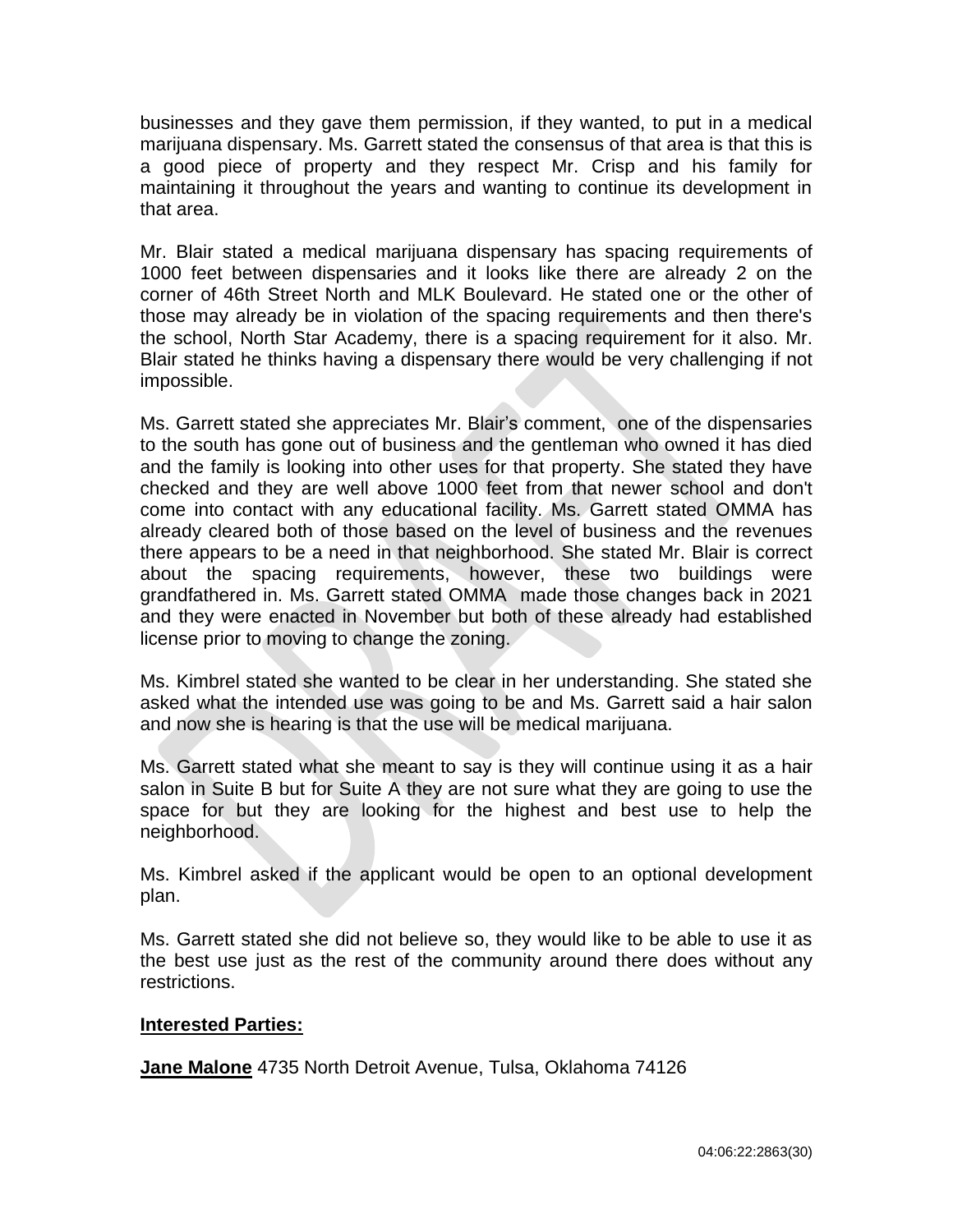businesses and they gave them permission, if they wanted, to put in a medical marijuana dispensary. Ms. Garrett stated the consensus of that area is that this is a good piece of property and they respect Mr. Crisp and his family for maintaining it throughout the years and wanting to continue its development in that area.

Mr. Blair stated a medical marijuana dispensary has spacing requirements of 1000 feet between dispensaries and it looks like there are already 2 on the corner of 46th Street North and MLK Boulevard. He stated one or the other of those may already be in violation of the spacing requirements and then there's the school, North Star Academy, there is a spacing requirement for it also. Mr. Blair stated he thinks having a dispensary there would be very challenging if not impossible.

Ms. Garrett stated she appreciates Mr. Blair's comment, one of the dispensaries to the south has gone out of business and the gentleman who owned it has died and the family is looking into other uses for that property. She stated they have checked and they are well above 1000 feet from that newer school and don't come into contact with any educational facility. Ms. Garrett stated OMMA has already cleared both of those based on the level of business and the revenues there appears to be a need in that neighborhood. She stated Mr. Blair is correct about the spacing requirements, however, these two buildings were grandfathered in. Ms. Garrett stated OMMA made those changes back in 2021 and they were enacted in November but both of these already had established license prior to moving to change the zoning.

Ms. Kimbrel stated she wanted to be clear in her understanding. She stated she asked what the intended use was going to be and Ms. Garrett said a hair salon and now she is hearing is that the use will be medical marijuana.

Ms. Garrett stated what she meant to say is they will continue using it as a hair salon in Suite B but for Suite A they are not sure what they are going to use the space for but they are looking for the highest and best use to help the neighborhood.

Ms. Kimbrel asked if the applicant would be open to an optional development plan.

Ms. Garrett stated she did not believe so, they would like to be able to use it as the best use just as the rest of the community around there does without any restrictions.

**Interested Parties:**

**Jane Malone** 4735 North Detroit Avenue, Tulsa, Oklahoma 74126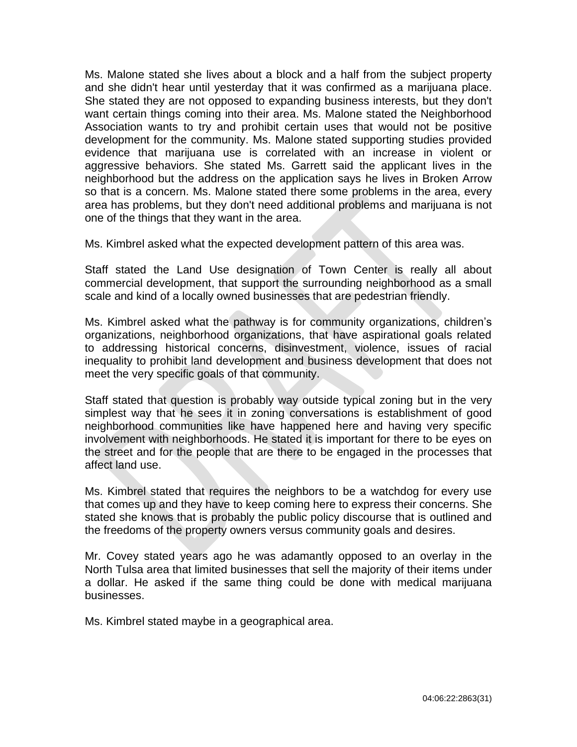Ms. Malone stated she lives about a block and a half from the subject property and she didn't hear until yesterday that it was confirmed as a marijuana place. She stated they are not opposed to expanding business interests, but they don't want certain things coming into their area. Ms. Malone stated the Neighborhood Association wants to try and prohibit certain uses that would not be positive development for the community. Ms. Malone stated supporting studies provided evidence that marijuana use is correlated with an increase in violent or aggressive behaviors. She stated Ms. Garrett said the applicant lives in the neighborhood but the address on the application says he lives in Broken Arrow so that is a concern. Ms. Malone stated there some problems in the area, every area has problems, but they don't need additional problems and marijuana is not one of the things that they want in the area.

Ms. Kimbrel asked what the expected development pattern of this area was.

Staff stated the Land Use designation of Town Center is really all about commercial development, that support the surrounding neighborhood as a small scale and kind of a locally owned businesses that are pedestrian friendly.

Ms. Kimbrel asked what the pathway is for community organizations, children's organizations, neighborhood organizations, that have aspirational goals related to addressing historical concerns, disinvestment, violence, issues of racial inequality to prohibit land development and business development that does not meet the very specific goals of that community.

Staff stated that question is probably way outside typical zoning but in the very simplest way that he sees it in zoning conversations is establishment of good neighborhood communities like have happened here and having very specific involvement with neighborhoods. He stated it is important for there to be eyes on the street and for the people that are there to be engaged in the processes that affect land use.

Ms. Kimbrel stated that requires the neighbors to be a watchdog for every use that comes up and they have to keep coming here to express their concerns. She stated she knows that is probably the public policy discourse that is outlined and the freedoms of the property owners versus community goals and desires.

Mr. Covey stated years ago he was adamantly opposed to an overlay in the North Tulsa area that limited businesses that sell the majority of their items under a dollar. He asked if the same thing could be done with medical marijuana businesses.

Ms. Kimbrel stated maybe in a geographical area.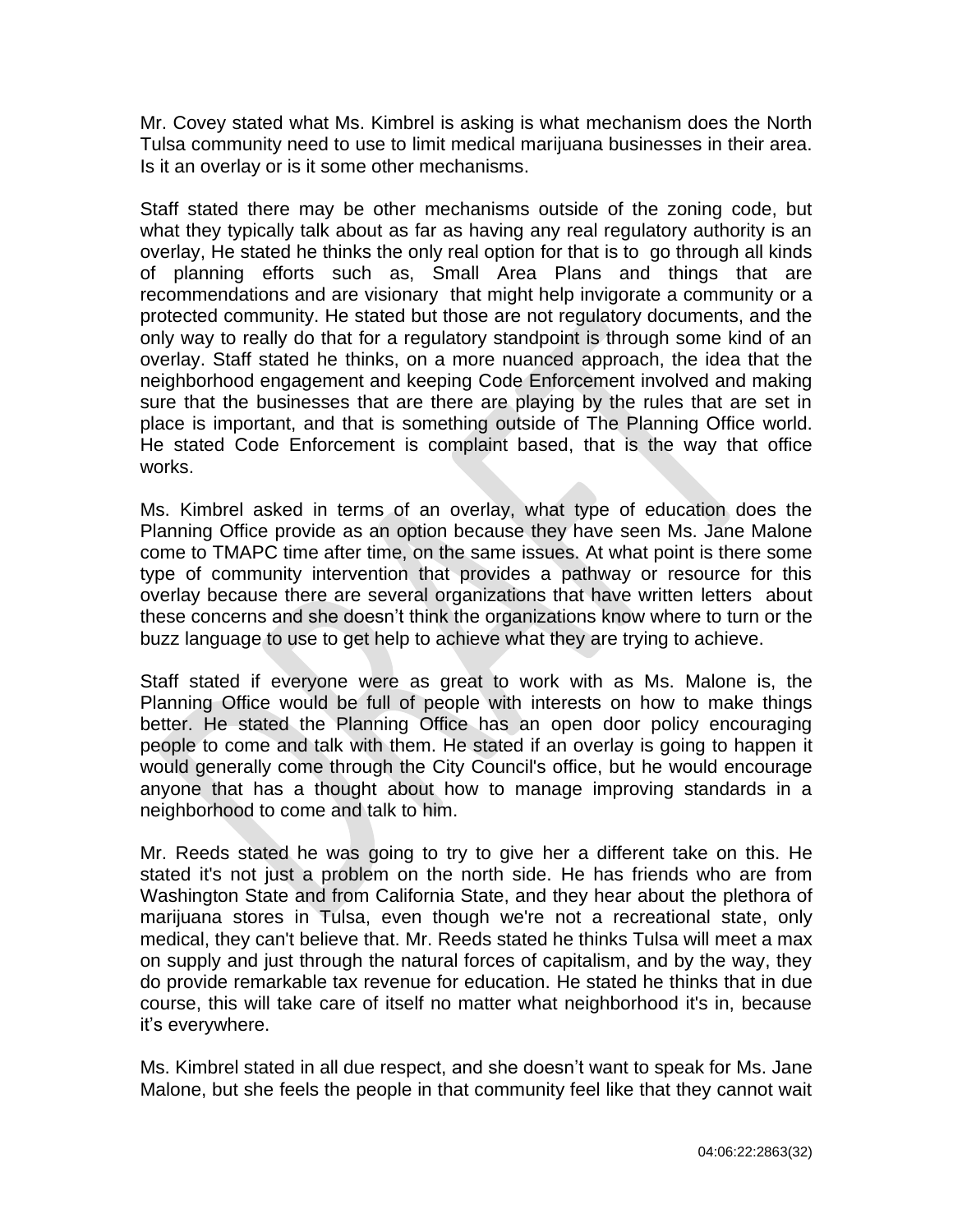Mr. Covey stated what Ms. Kimbrel is asking is what mechanism does the North Tulsa community need to use to limit medical marijuana businesses in their area. Is it an overlay or is it some other mechanisms.

Staff stated there may be other mechanisms outside of the zoning code, but what they typically talk about as far as having any real regulatory authority is an overlay, He stated he thinks the only real option for that is to go through all kinds of planning efforts such as, Small Area Plans and things that are recommendations and are visionary that might help invigorate a community or a protected community. He stated but those are not regulatory documents, and the only way to really do that for a regulatory standpoint is through some kind of an overlay. Staff stated he thinks, on a more nuanced approach, the idea that the neighborhood engagement and keeping Code Enforcement involved and making sure that the businesses that are there are playing by the rules that are set in place is important, and that is something outside of The Planning Office world. He stated Code Enforcement is complaint based, that is the way that office works.

Ms. Kimbrel asked in terms of an overlay, what type of education does the Planning Office provide as an option because they have seen Ms. Jane Malone come to TMAPC time after time, on the same issues. At what point is there some type of community intervention that provides a pathway or resource for this overlay because there are several organizations that have written letters about these concerns and she doesn't think the organizations know where to turn or the buzz language to use to get help to achieve what they are trying to achieve.

Staff stated if everyone were as great to work with as Ms. Malone is, the Planning Office would be full of people with interests on how to make things better. He stated the Planning Office has an open door policy encouraging people to come and talk with them. He stated if an overlay is going to happen it would generally come through the City Council's office, but he would encourage anyone that has a thought about how to manage improving standards in a neighborhood to come and talk to him.

Mr. Reeds stated he was going to try to give her a different take on this. He stated it's not just a problem on the north side. He has friends who are from Washington State and from California State, and they hear about the plethora of marijuana stores in Tulsa, even though we're not a recreational state, only medical, they can't believe that. Mr. Reeds stated he thinks Tulsa will meet a max on supply and just through the natural forces of capitalism, and by the way, they do provide remarkable tax revenue for education. He stated he thinks that in due course, this will take care of itself no matter what neighborhood it's in, because it's everywhere.

Ms. Kimbrel stated in all due respect, and she doesn't want to speak for Ms. Jane Malone, but she feels the people in that community feel like that they cannot wait

04:06:22:2863(32)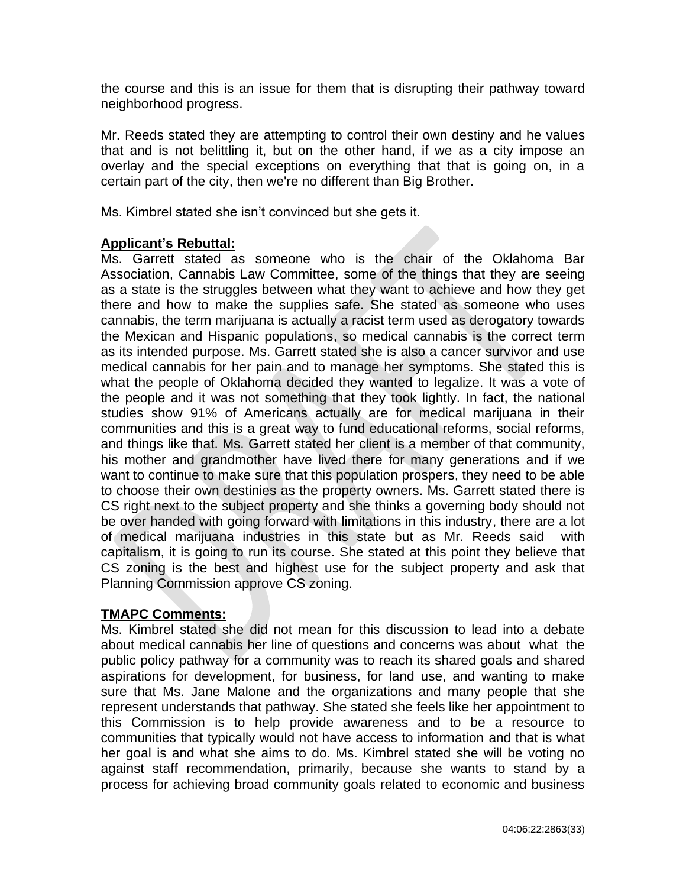the course and this is an issue for them that is disrupting their pathway toward neighborhood progress.

Mr. Reeds stated they are attempting to control their own destiny and he values that and is not belittling it, but on the other hand, if we as a city impose an overlay and the special exceptions on everything that that is going on, in a certain part of the city, then we're no different than Big Brother.

Ms. Kimbrel stated she isn't convinced but she gets it.

**Applicant's Rebuttal:**

Ms. Garrett stated as someone who is the chair of the Oklahoma Bar Association, Cannabis Law Committee, some of the things that they are seeing as a state is the struggles between what they want to achieve and how they get there and how to make the supplies safe. She stated as someone who uses cannabis, the term marijuana is actually a racist term used as derogatory towards the Mexican and Hispanic populations, so medical cannabis is the correct term as its intended purpose. Ms. Garrett stated she is also a cancer survivor and use medical cannabis for her pain and to manage her symptoms. She stated this is what the people of Oklahoma decided they wanted to legalize. It was a vote of the people and it was not something that they took lightly. In fact, the national studies show 91% of Americans actually are for medical marijuana in their communities and this is a great way to fund educational reforms, social reforms, and things like that. Ms. Garrett stated her client is a member of that community, his mother and grandmother have lived there for many generations and if we want to continue to make sure that this population prospers, they need to be able to choose their own destinies as the property owners. Ms. Garrett stated there is CS right next to the subject property and she thinks a governing body should not be over handed with going forward with limitations in this industry, there are a lot of medical marijuana industries in this state but as Mr. Reeds said with capitalism, it is going to run its course. She stated at this point they believe that CS zoning is the best and highest use for the subject property and ask that Planning Commission approve CS zoning.

**TMAPC Comments:**

Ms. Kimbrel stated she did not mean for this discussion to lead into a debate about medical cannabis her line of questions and concerns was about what the public policy pathway for a community was to reach its shared goals and shared aspirations for development, for business, for land use, and wanting to make sure that Ms. Jane Malone and the organizations and many people that she represent understands that pathway. She stated she feels like her appointment to this Commission is to help provide awareness and to be a resource to communities that typically would not have access to information and that is what her goal is and what she aims to do. Ms. Kimbrel stated she will be voting no against staff recommendation, primarily, because she wants to stand by a process for achieving broad community goals related to economic and business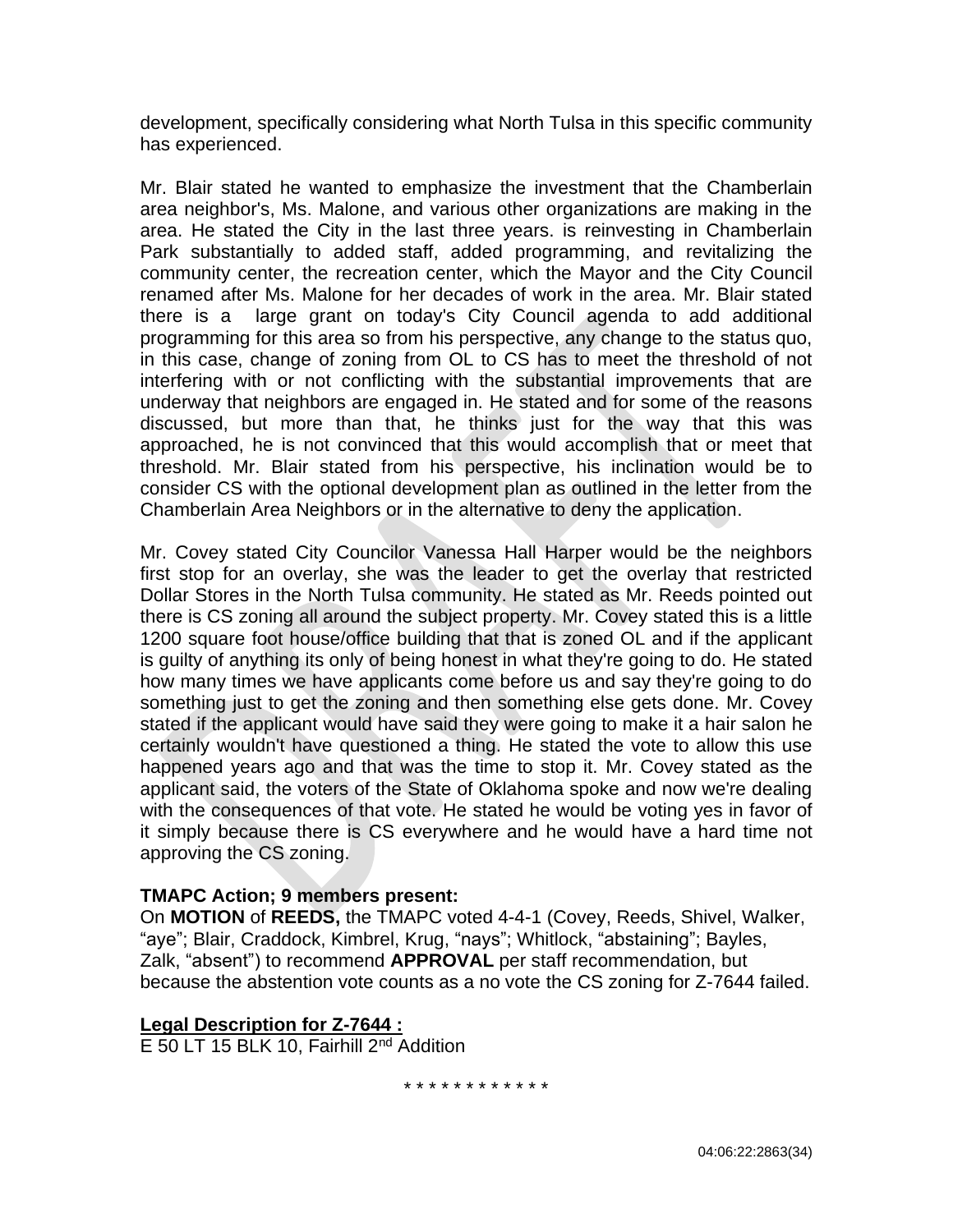development, specifically considering what North Tulsa in this specific community has experienced.

Mr. Blair stated he wanted to emphasize the investment that the Chamberlain area neighbor's, Ms. Malone, and various other organizations are making in the area. He stated the City in the last three years. is reinvesting in Chamberlain Park substantially to added staff, added programming, and revitalizing the community center, the recreation center, which the Mayor and the City Council renamed after Ms. Malone for her decades of work in the area. Mr. Blair stated there is a large grant on today's City Council agenda to add additional programming for this area so from his perspective, any change to the status quo, in this case, change of zoning from OL to CS has to meet the threshold of not interfering with or not conflicting with the substantial improvements that are underway that neighbors are engaged in. He stated and for some of the reasons discussed, but more than that, he thinks just for the way that this was approached, he is not convinced that this would accomplish that or meet that threshold. Mr. Blair stated from his perspective, his inclination would be to consider CS with the optional development plan as outlined in the letter from the Chamberlain Area Neighbors or in the alternative to deny the application.

Mr. Covey stated City Councilor Vanessa Hall Harper would be the neighbors first stop for an overlay, she was the leader to get the overlay that restricted Dollar Stores in the North Tulsa community. He stated as Mr. Reeds pointed out there is CS zoning all around the subject property. Mr. Covey stated this is a little 1200 square foot house/office building that that is zoned OL and if the applicant is guilty of anything its only of being honest in what they're going to do. He stated how many times we have applicants come before us and say they're going to do something just to get the zoning and then something else gets done. Mr. Covey stated if the applicant would have said they were going to make it a hair salon he certainly wouldn't have questioned a thing. He stated the vote to allow this use happened years ago and that was the time to stop it. Mr. Covey stated as the applicant said, the voters of the State of Oklahoma spoke and now we're dealing with the consequences of that vote. He stated he would be voting yes in favor of it simply because there is CS everywhere and he would have a hard time not approving the CS zoning.

**TMAPC Action; 9 members present:**
On **MOTION** of **REEDS,** the TMAPC voted 4-4-1 (Covey, Reeds, Shivel, Walker, "aye"; Blair, Craddock, Kimbrel, Krug, "nays"; Whitlock, "abstaining"; Bayles, Zalk, "absent") to recommend **APPROVAL** per staff recommendation, but because the abstention vote counts as a no vote the CS zoning for Z-7644 failed.

**Legal Description for Z-7644 :**
E 50 LT 15 BLK 10, Fairhill 2nd Addition

* * * * * * * * * * * *

04:06:22:2863(34)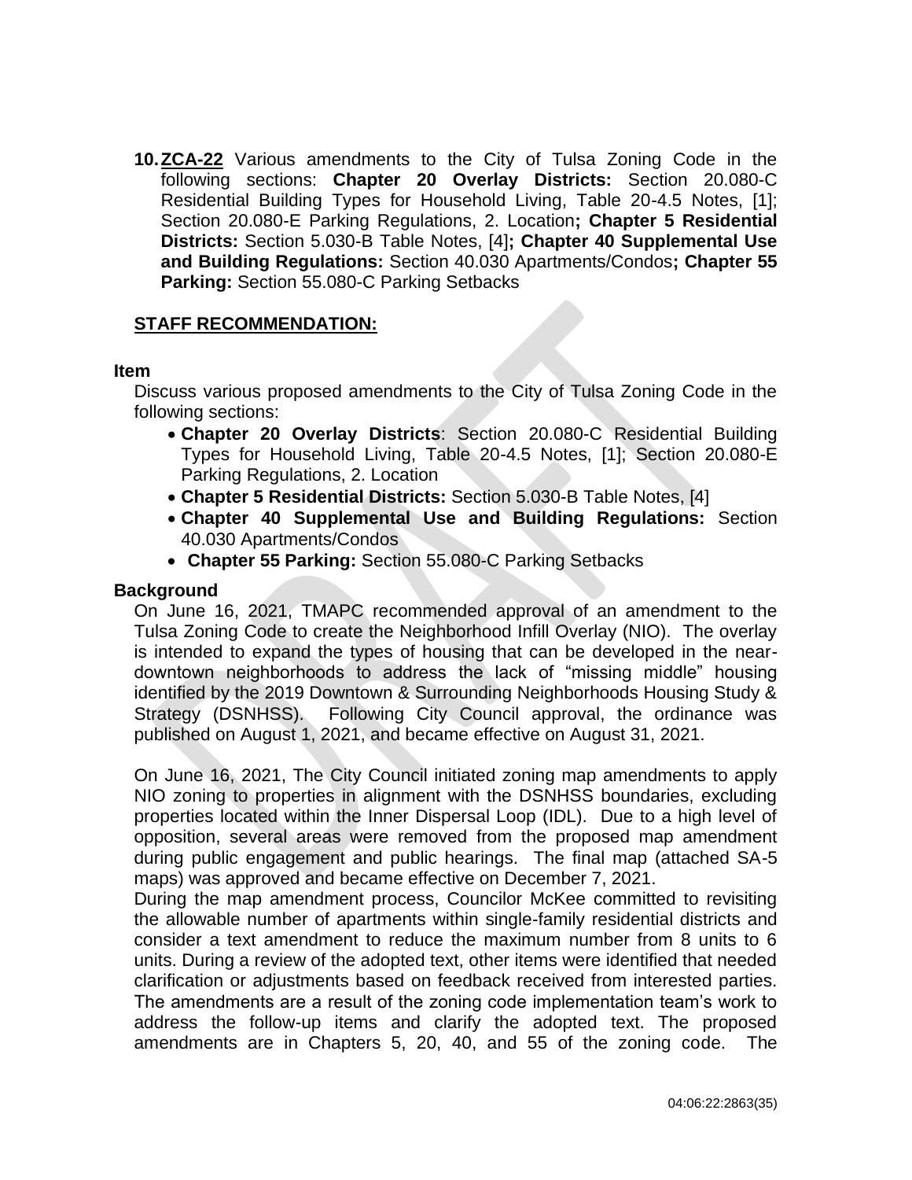**10. ZCA-22** Various amendments to the City of Tulsa Zoning Code in the following sections: **Chapter 20 Overlay Districts:** Section 20.080-C Residential Building Types for Household Living, Table 20-4.5 Notes, [1]; Section 20.080-E Parking Regulations, 2. Location**; Chapter 5 Residential Districts:** Section 5.030-B Table Notes, [4]**; Chapter 40 Supplemental Use and Building Regulations:** Section 40.030 Apartments/Condos**; Chapter 55 Parking:** Section 55.080-C Parking Setbacks

**STAFF RECOMMENDATION:**

**Item**

Discuss various proposed amendments to the City of Tulsa Zoning Code in the following sections:

- **Chapter 20 Overlay Districts**: Section 20.080-C Residential Building Types for Household Living, Table 20-4.5 Notes, [1]; Section 20.080-E Parking Regulations, 2. Location
- **Chapter 5 Residential Districts:** Section 5.030-B Table Notes, [4]
- **Chapter 40 Supplemental Use and Building Regulations:** Section 40.030 Apartments/Condos
- **Chapter 55 Parking:** Section 55.080-C Parking Setbacks

**Background**

On June 16, 2021, TMAPC recommended approval of an amendment to the Tulsa Zoning Code to create the Neighborhood Infill Overlay (NIO). The overlay is intended to expand the types of housing that can be developed in the near-downtown neighborhoods to address the lack of "missing middle" housing identified by the 2019 Downtown & Surrounding Neighborhoods Housing Study & Strategy (DSNHSS). Following City Council approval, the ordinance was published on August 1, 2021, and became effective on August 31, 2021.

On June 16, 2021, The City Council initiated zoning map amendments to apply NIO zoning to properties in alignment with the DSNHSS boundaries, excluding properties located within the Inner Dispersal Loop (IDL). Due to a high level of opposition, several areas were removed from the proposed map amendment during public engagement and public hearings. The final map (attached SA-5 maps) was approved and became effective on December 7, 2021.

During the map amendment process, Councilor McKee committed to revisiting the allowable number of apartments within single-family residential districts and consider a text amendment to reduce the maximum number from 8 units to 6 units. During a review of the adopted text, other items were identified that needed clarification or adjustments based on feedback received from interested parties. The amendments are a result of the zoning code implementation team's work to address the follow-up items and clarify the adopted text. The proposed amendments are in Chapters 5, 20, 40, and 55 of the zoning code. The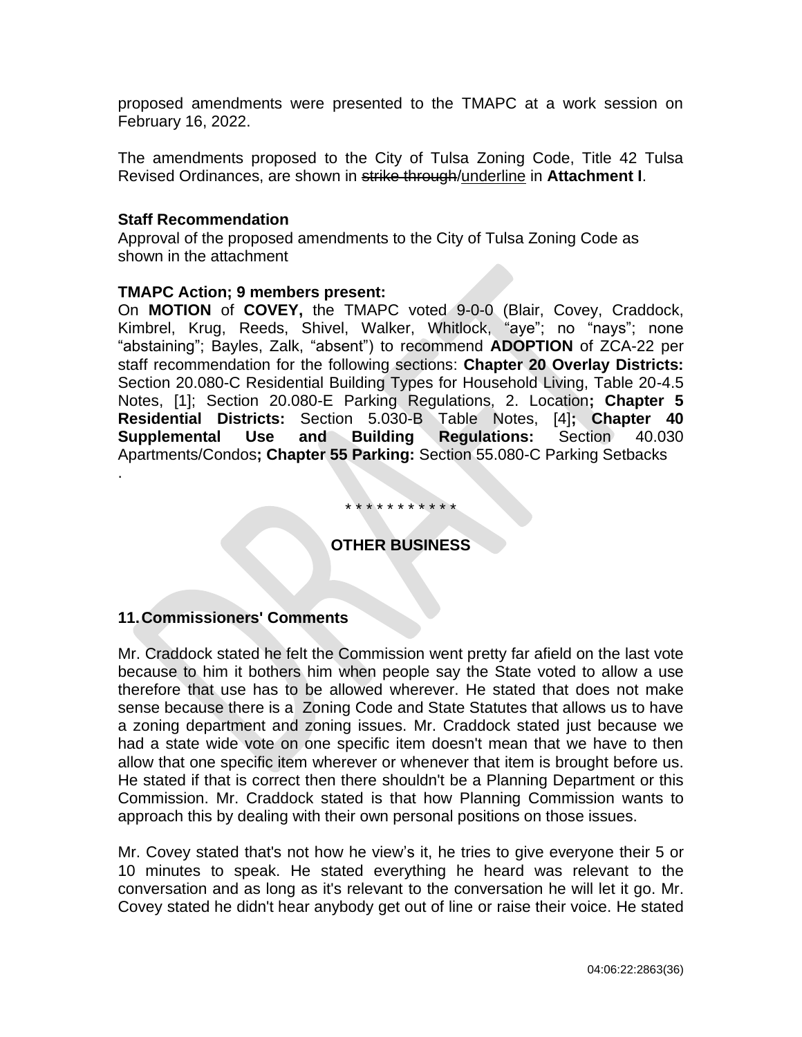proposed amendments were presented to the TMAPC at a work session on February 16, 2022.

The amendments proposed to the City of Tulsa Zoning Code, Title 42 Tulsa Revised Ordinances, are shown in ~~strike through~~/<u>underline</u> in **Attachment I**.

**Staff Recommendation**

Approval of the proposed amendments to the City of Tulsa Zoning Code as shown in the attachment

**TMAPC Action; 9 members present:**

On **MOTION** of **COVEY,** the TMAPC voted 9-0-0 (Blair, Covey, Craddock, Kimbrel, Krug, Reeds, Shivel, Walker, Whitlock, "aye"; no "nays"; none "abstaining"; Bayles, Zalk, "absent") to recommend **ADOPTION** of ZCA-22 per staff recommendation for the following sections: **Chapter 20 Overlay Districts:** Section 20.080-C Residential Building Types for Household Living, Table 20-4.5 Notes, [1]; Section 20.080-E Parking Regulations, 2. Location**; Chapter 5 Residential Districts:** Section 5.030-B Table Notes, [4]**; Chapter 40 Supplemental Use and Building Regulations:** Section 40.030 Apartments/Condos**; Chapter 55 Parking:** Section 55.080-C Parking Setbacks

.

\* \* \* \* \* \* \* \* \* \* \* \*

## OTHER BUSINESS

### 11. Commissioners' Comments

Mr. Craddock stated he felt the Commission went pretty far afield on the last vote because to him it bothers him when people say the State voted to allow a use therefore that use has to be allowed wherever. He stated that does not make sense because there is a Zoning Code and State Statutes that allows us to have a zoning department and zoning issues. Mr. Craddock stated just because we had a state wide vote on one specific item doesn't mean that we have to then allow that one specific item wherever or whenever that item is brought before us. He stated if that is correct then there shouldn't be a Planning Department or this Commission. Mr. Craddock stated is that how Planning Commission wants to approach this by dealing with their own personal positions on those issues.

Mr. Covey stated that's not how he view's it, he tries to give everyone their 5 or 10 minutes to speak. He stated everything he heard was relevant to the conversation and as long as it's relevant to the conversation he will let it go. Mr. Covey stated he didn't hear anybody get out of line or raise their voice. He stated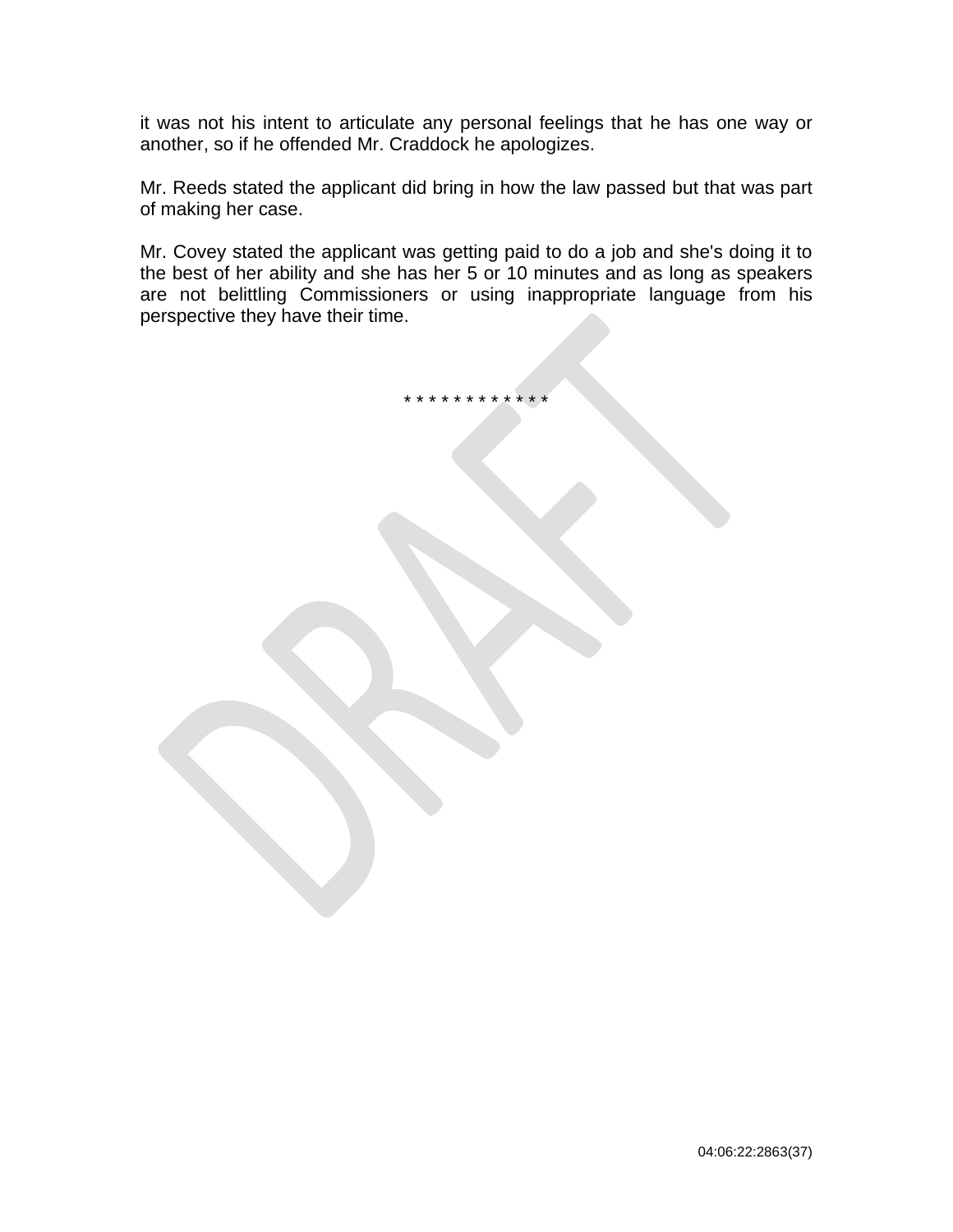it was not his intent to articulate any personal feelings that he has one way or another, so if he offended Mr. Craddock he apologizes.

Mr. Reeds stated the applicant did bring in how the law passed but that was part of making her case.

Mr. Covey stated the applicant was getting paid to do a job and she's doing it to the best of her ability and she has her 5 or 10 minutes and as long as speakers are not belittling Commissioners or using inappropriate language from his perspective they have their time.

* * * * * * * * * * * *

04:06:22:2863(37)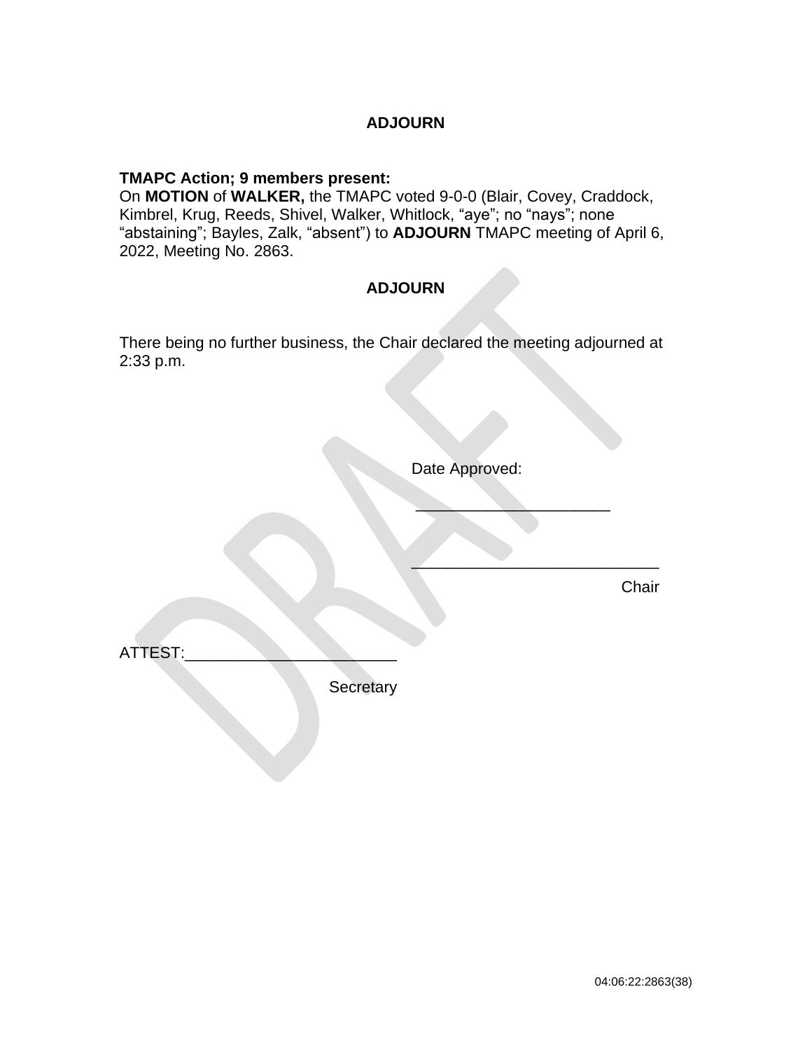## ADJOURN

**TMAPC Action; 9 members present:**
On **MOTION** of **WALKER,** the TMAPC voted 9-0-0 (Blair, Covey, Craddock, Kimbrel, Krug, Reeds, Shivel, Walker, Whitlock, “aye”; no “nays”; none “abstaining”; Bayles, Zalk, “absent”) to **ADJOURN** TMAPC meeting of April 6, 2022, Meeting No. 2863.

## ADJOURN

There being no further business, the Chair declared the meeting adjourned at 2:33 p.m.

Date Approved:

______________________

____________________________
Chair

ATTEST:________________________
Secretary